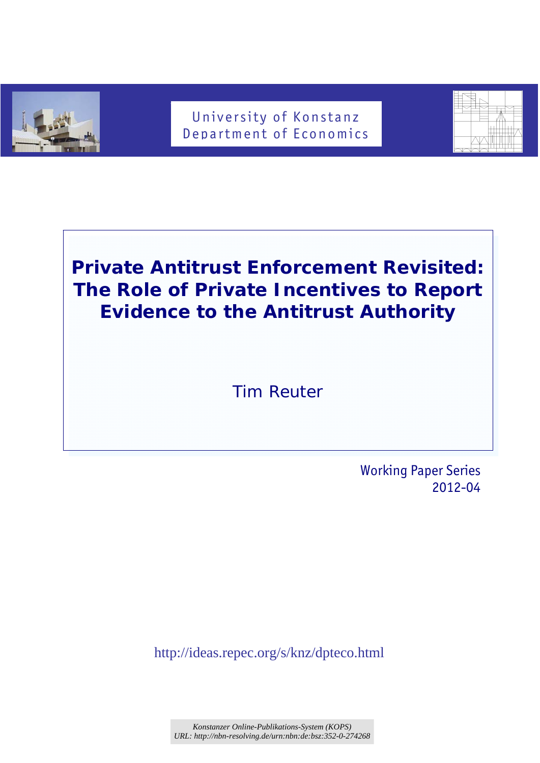University of Konstanz
Department of Economics

# Private Antitrust Enforcement Revisited: The Role of Private Incentives to Report Evidence to the Antitrust Authority

Tim Reuter

Working Paper Series
2012-04

http://ideas.repec.org/s/knz/dpteco.html

*Konstanzer Online-Publikations-System (KOPS)*
*URL: http://nbn-resolving.de/urn:nbn:de:bsz:352-0-274268*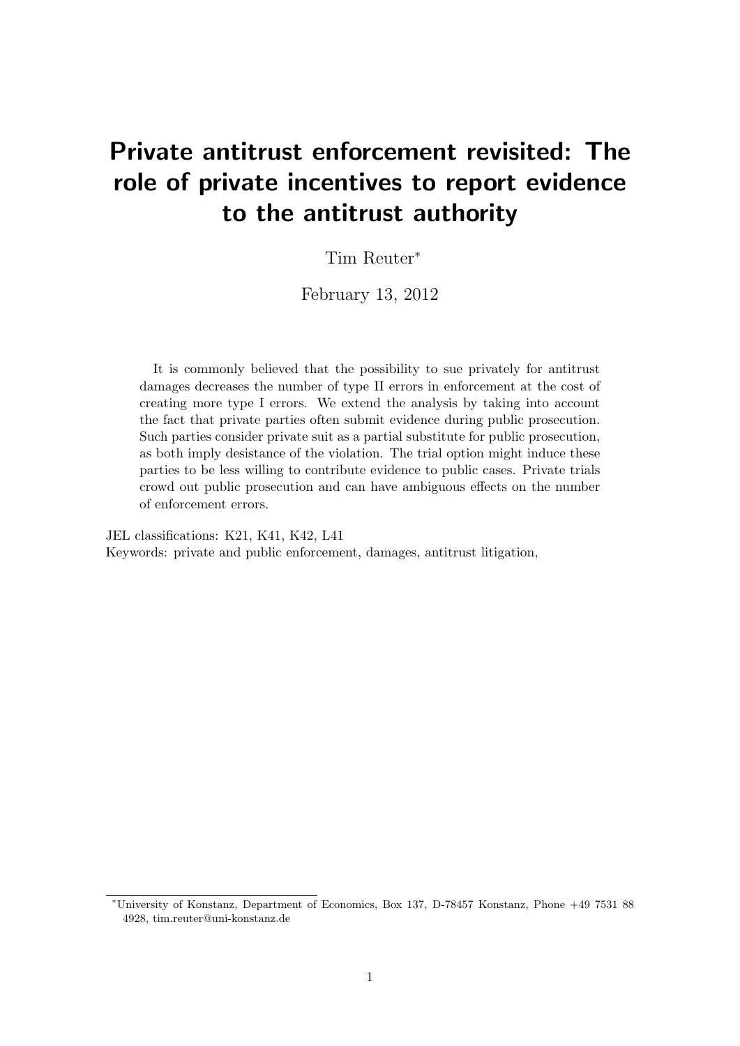# Private antitrust enforcement revisited: The role of private incentives to report evidence to the antitrust authority

Tim Reuter[*]

February 13, 2012

It is commonly believed that the possibility to sue privately for antitrust damages decreases the number of type II errors in enforcement at the cost of creating more type I errors. We extend the analysis by taking into account the fact that private parties often submit evidence during public prosecution. Such parties consider private suit as a partial substitute for public prosecution, as both imply desistance of the violation. The trial option might induce these parties to be less willing to contribute evidence to public cases. Private trials crowd out public prosecution and can have ambiguous effects on the number of enforcement errors.

JEL classifications: K21, K41, K42, L41
Keywords: private and public enforcement, damages, antitrust litigation,

[*]University of Konstanz, Department of Economics, Box 137, D-78457 Konstanz, Phone +49 7531 88 4928, tim.reuter@uni-konstanz.de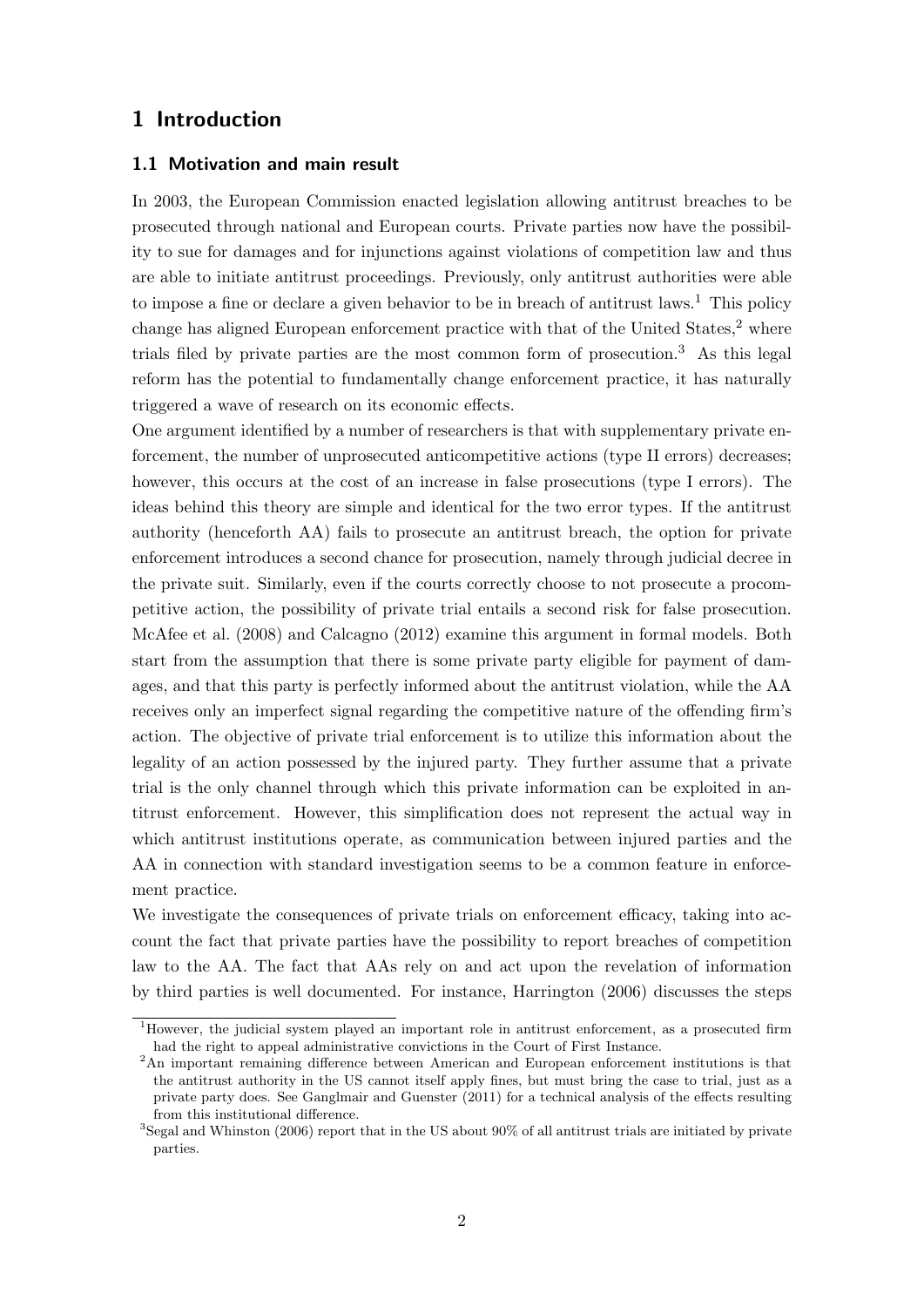# 1 Introduction

## 1.1 Motivation and main result

In 2003, the European Commission enacted legislation allowing antitrust breaches to be prosecuted through national and European courts. Private parties now have the possibility to sue for damages and for injunctions against violations of competition law and thus are able to initiate antitrust proceedings. Previously, only antitrust authorities were able to impose a fine or declare a given behavior to be in breach of antitrust laws.[1] This policy change has aligned European enforcement practice with that of the United States,[2] where trials filed by private parties are the most common form of prosecution.[3] As this legal reform has the potential to fundamentally change enforcement practice, it has naturally triggered a wave of research on its economic effects.

One argument identified by a number of researchers is that with supplementary private enforcement, the number of unprosecuted anticompetitive actions (type II errors) decreases; however, this occurs at the cost of an increase in false prosecutions (type I errors). The ideas behind this theory are simple and identical for the two error types. If the antitrust authority (henceforth AA) fails to prosecute an antitrust breach, the option for private enforcement introduces a second chance for prosecution, namely through judicial decree in the private suit. Similarly, even if the courts correctly choose to not prosecute a procompetitive action, the possibility of private trial entails a second risk for false prosecution. McAfee et al. (2008) and Calcagno (2012) examine this argument in formal models. Both start from the assumption that there is some private party eligible for payment of damages, and that this party is perfectly informed about the antitrust violation, while the AA receives only an imperfect signal regarding the competitive nature of the offending firm's action. The objective of private trial enforcement is to utilize this information about the legality of an action possessed by the injured party. They further assume that a private trial is the only channel through which this private information can be exploited in antitrust enforcement. However, this simplification does not represent the actual way in which antitrust institutions operate, as communication between injured parties and the AA in connection with standard investigation seems to be a common feature in enforcement practice.

We investigate the consequences of private trials on enforcement efficacy, taking into account the fact that private parties have the possibility to report breaches of competition law to the AA. The fact that AAs rely on and act upon the revelation of information by third parties is well documented. For instance, Harrington (2006) discusses the steps

[1] However, the judicial system played an important role in antitrust enforcement, as a prosecuted firm had the right to appeal administrative convictions in the Court of First Instance.

[2] An important remaining difference between American and European enforcement institutions is that the antitrust authority in the US cannot itself apply fines, but must bring the case to trial, just as a private party does. See Ganglmair and Guenster (2011) for a technical analysis of the effects resulting from this institutional difference.

[3] Segal and Whinston (2006) report that in the US about 90% of all antitrust trials are initiated by private parties.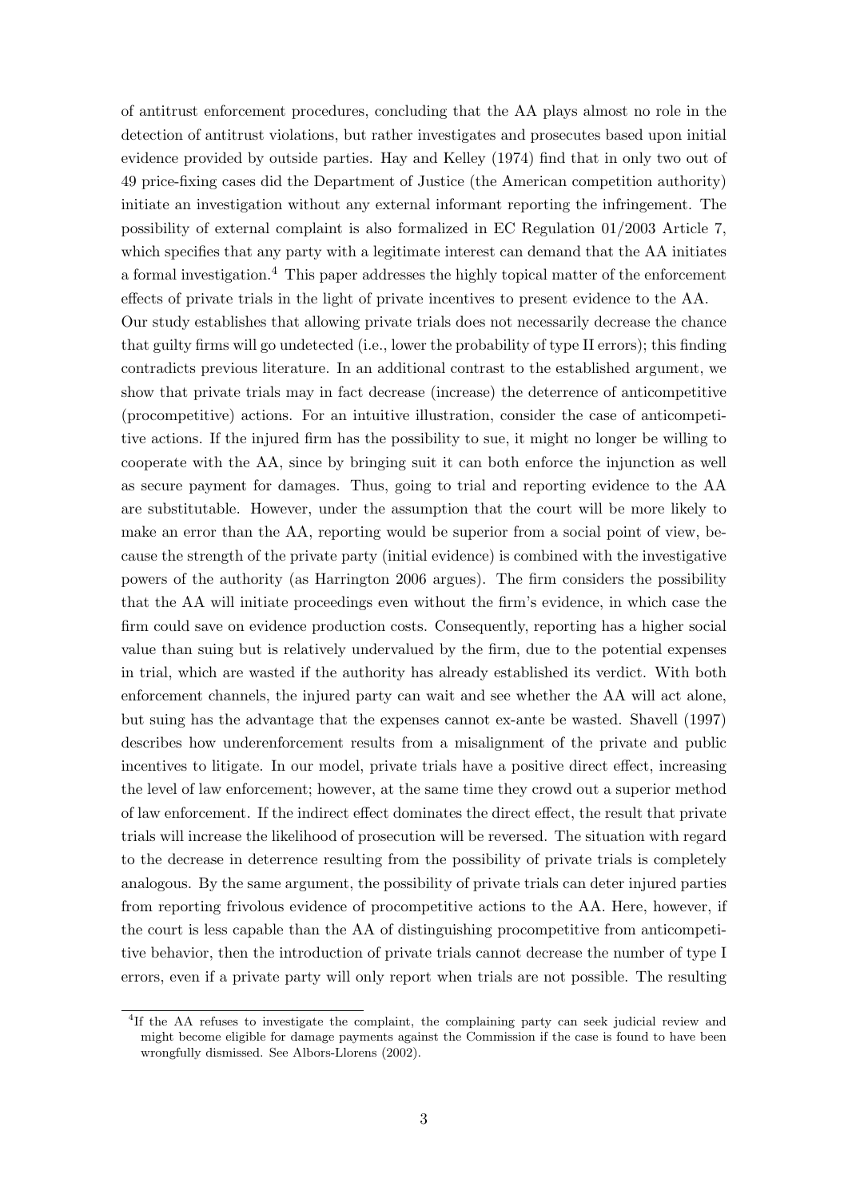of antitrust enforcement procedures, concluding that the AA plays almost no role in the detection of antitrust violations, but rather investigates and prosecutes based upon initial evidence provided by outside parties. Hay and Kelley (1974) find that in only two out of 49 price-fixing cases did the Department of Justice (the American competition authority) initiate an investigation without any external informant reporting the infringement. The possibility of external complaint is also formalized in EC Regulation 01/2003 Article 7, which specifies that any party with a legitimate interest can demand that the AA initiates a formal investigation.[4] This paper addresses the highly topical matter of the enforcement effects of private trials in the light of private incentives to present evidence to the AA.

Our study establishes that allowing private trials does not necessarily decrease the chance that guilty firms will go undetected (i.e., lower the probability of type II errors); this finding contradicts previous literature. In an additional contrast to the established argument, we show that private trials may in fact decrease (increase) the deterrence of anticompetitive (procompetitive) actions. For an intuitive illustration, consider the case of anticompetitive actions. If the injured firm has the possibility to sue, it might no longer be willing to cooperate with the AA, since by bringing suit it can both enforce the injunction as well as secure payment for damages. Thus, going to trial and reporting evidence to the AA are substitutable. However, under the assumption that the court will be more likely to make an error than the AA, reporting would be superior from a social point of view, because the strength of the private party (initial evidence) is combined with the investigative powers of the authority (as Harrington 2006 argues). The firm considers the possibility that the AA will initiate proceedings even without the firm's evidence, in which case the firm could save on evidence production costs. Consequently, reporting has a higher social value than suing but is relatively undervalued by the firm, due to the potential expenses in trial, which are wasted if the authority has already established its verdict. With both enforcement channels, the injured party can wait and see whether the AA will act alone, but suing has the advantage that the expenses cannot ex-ante be wasted. Shavell (1997) describes how underenforcement results from a misalignment of the private and public incentives to litigate. In our model, private trials have a positive direct effect, increasing the level of law enforcement; however, at the same time they crowd out a superior method of law enforcement. If the indirect effect dominates the direct effect, the result that private trials will increase the likelihood of prosecution will be reversed. The situation with regard to the decrease in deterrence resulting from the possibility of private trials is completely analogous. By the same argument, the possibility of private trials can deter injured parties from reporting frivolous evidence of procompetitive actions to the AA. Here, however, if the court is less capable than the AA of distinguishing procompetitive from anticompetitive behavior, then the introduction of private trials cannot decrease the number of type I errors, even if a private party will only report when trials are not possible. The resulting

[4] If the AA refuses to investigate the complaint, the complaining party can seek judicial review and might become eligible for damage payments against the Commission if the case is found to have been wrongfully dismissed. See Albors-Llorens (2002).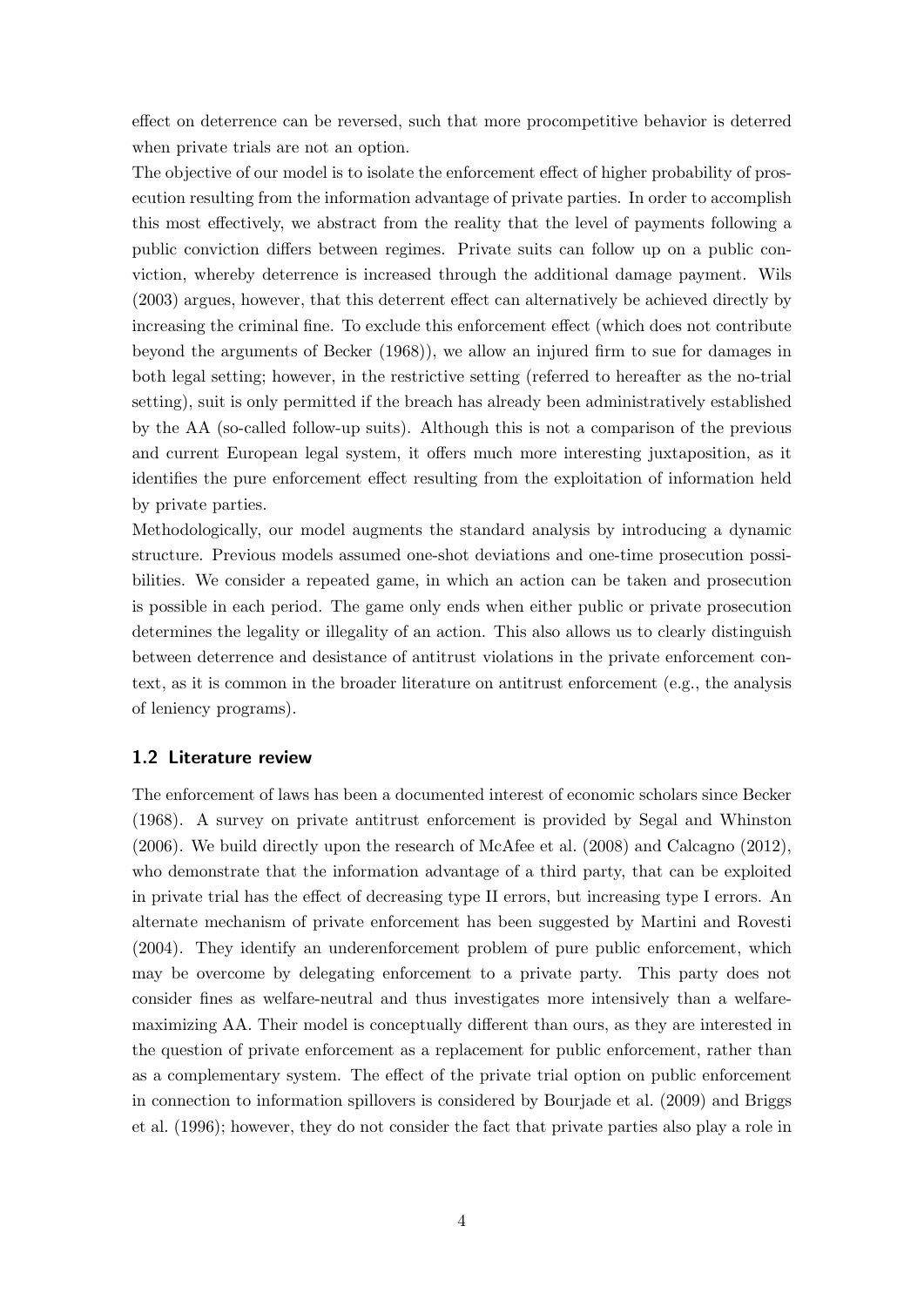effect on deterrence can be reversed, such that more procompetitive behavior is deterred when private trials are not an option.

The objective of our model is to isolate the enforcement effect of higher probability of prosecution resulting from the information advantage of private parties. In order to accomplish this most effectively, we abstract from the reality that the level of payments following a public conviction differs between regimes. Private suits can follow up on a public conviction, whereby deterrence is increased through the additional damage payment. Wils (2003) argues, however, that this deterrent effect can alternatively be achieved directly by increasing the criminal fine. To exclude this enforcement effect (which does not contribute beyond the arguments of Becker (1968)), we allow an injured firm to sue for damages in both legal setting; however, in the restrictive setting (referred to hereafter as the no-trial setting), suit is only permitted if the breach has already been administratively established by the AA (so-called follow-up suits). Although this is not a comparison of the previous and current European legal system, it offers much more interesting juxtaposition, as it identifies the pure enforcement effect resulting from the exploitation of information held by private parties.

Methodologically, our model augments the standard analysis by introducing a dynamic structure. Previous models assumed one-shot deviations and one-time prosecution possibilities. We consider a repeated game, in which an action can be taken and prosecution is possible in each period. The game only ends when either public or private prosecution determines the legality or illegality of an action. This also allows us to clearly distinguish between deterrence and desistance of antitrust violations in the private enforcement context, as it is common in the broader literature on antitrust enforcement (e.g., the analysis of leniency programs).

### 1.2 Literature review

The enforcement of laws has been a documented interest of economic scholars since Becker (1968). A survey on private antitrust enforcement is provided by Segal and Whinston (2006). We build directly upon the research of McAfee et al. (2008) and Calcagno (2012), who demonstrate that the information advantage of a third party, that can be exploited in private trial has the effect of decreasing type II errors, but increasing type I errors. An alternate mechanism of private enforcement has been suggested by Martini and Rovesti (2004). They identify an underenforcement problem of pure public enforcement, which may be overcome by delegating enforcement to a private party. This party does not consider fines as welfare-neutral and thus investigates more intensively than a welfare-maximizing AA. Their model is conceptually different than ours, as they are interested in the question of private enforcement as a replacement for public enforcement, rather than as a complementary system. The effect of the private trial option on public enforcement in connection to information spillovers is considered by Bourjade et al. (2009) and Briggs et al. (1996); however, they do not consider the fact that private parties also play a role in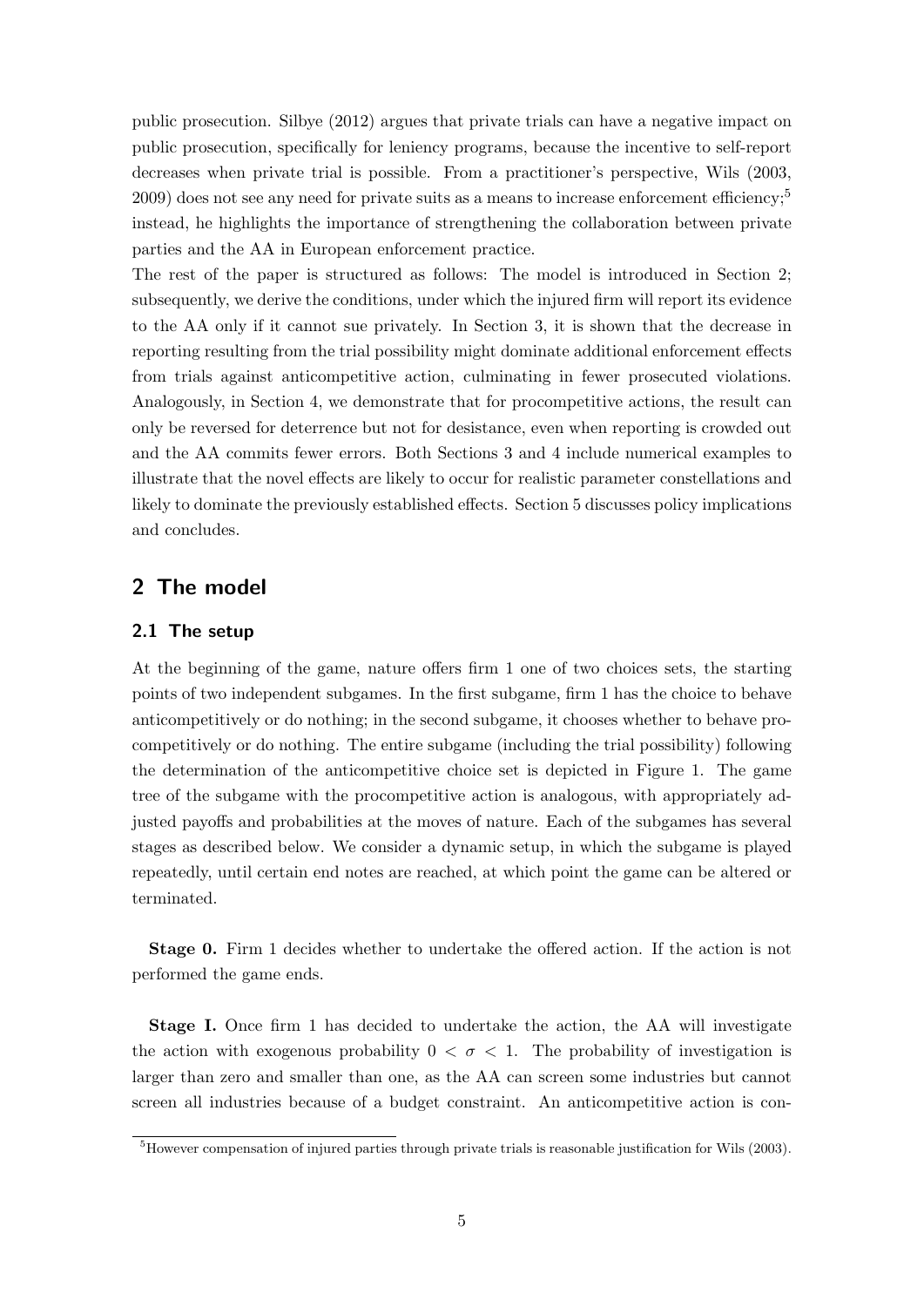public prosecution. Silbye (2012) argues that private trials can have a negative impact on public prosecution, specifically for leniency programs, because the incentive to self-report decreases when private trial is possible. From a practitioner's perspective, Wils (2003, 2009) does not see any need for private suits as a means to increase enforcement efficiency;[5] instead, he highlights the importance of strengthening the collaboration between private parties and the AA in European enforcement practice.

The rest of the paper is structured as follows: The model is introduced in Section 2; subsequently, we derive the conditions, under which the injured firm will report its evidence to the AA only if it cannot sue privately. In Section 3, it is shown that the decrease in reporting resulting from the trial possibility might dominate additional enforcement effects from trials against anticompetitive action, culminating in fewer prosecuted violations. Analogously, in Section 4, we demonstrate that for procompetitive actions, the result can only be reversed for deterrence but not for desistance, even when reporting is crowded out and the AA commits fewer errors. Both Sections 3 and 4 include numerical examples to illustrate that the novel effects are likely to occur for realistic parameter constellations and likely to dominate the previously established effects. Section 5 discusses policy implications and concludes.

## 2 The model

### 2.1 The setup

At the beginning of the game, nature offers firm 1 one of two choices sets, the starting points of two independent subgames. In the first subgame, firm 1 has the choice to behave anticompetitively or do nothing; in the second subgame, it chooses whether to behave procompetitively or do nothing. The entire subgame (including the trial possibility) following the determination of the anticompetitive choice set is depicted in Figure 1. The game tree of the subgame with the procompetitive action is analogous, with appropriately adjusted payoffs and probabilities at the moves of nature. Each of the subgames has several stages as described below. We consider a dynamic setup, in which the subgame is played repeatedly, until certain end notes are reached, at which point the game can be altered or terminated.

**Stage 0.** Firm 1 decides whether to undertake the offered action. If the action is not performed the game ends.

**Stage I.** Once firm 1 has decided to undertake the action, the AA will investigate the action with exogenous probability $0 < \sigma < 1$. The probability of investigation is larger than zero and smaller than one, as the AA can screen some industries but cannot screen all industries because of a budget constraint. An anticompetitive action is con-

[5] However compensation of injured parties through private trials is reasonable justification for Wils (2003).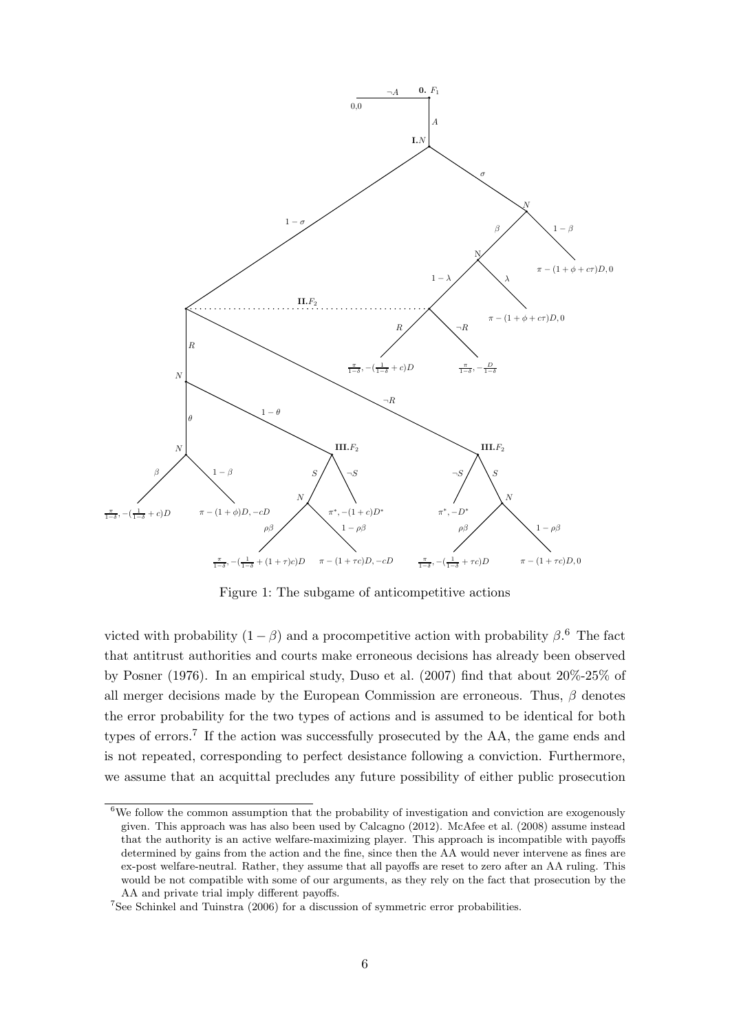Figure 1: The subgame of anticompetitive actions

victed with probability $(1-\beta)$ and a procompetitive action with probability $\beta$.[6] The fact that antitrust authorities and courts make erroneous decisions has already been observed by Posner (1976). In an empirical study, Duso et al. (2007) find that about 20%-25% of all merger decisions made by the European Commission are erroneous. Thus, $\beta$ denotes the error probability for the two types of actions and is assumed to be identical for both types of errors.[7] If the action was successfully prosecuted by the AA, the game ends and is not repeated, corresponding to perfect desistance following a conviction. Furthermore, we assume that an acquittal precludes any future possibility of either public prosecution

[6] We follow the common assumption that the probability of investigation and conviction are exogenously given. This approach was has also been used by Calcagno (2012). McAfee et al. (2008) assume instead that the authority is an active welfare-maximizing player. This approach is incompatible with payoffs determined by gains from the action and the fine, since then the AA would never intervene as fines are ex-post welfare-neutral. Rather, they assume that all payoffs are reset to zero after an AA ruling. This would be not compatible with some of our arguments, as they rely on the fact that prosecution by the AA and private trial imply different payoffs.

[7] See Schinkel and Tuinstra (2006) for a discussion of symmetric error probabilities.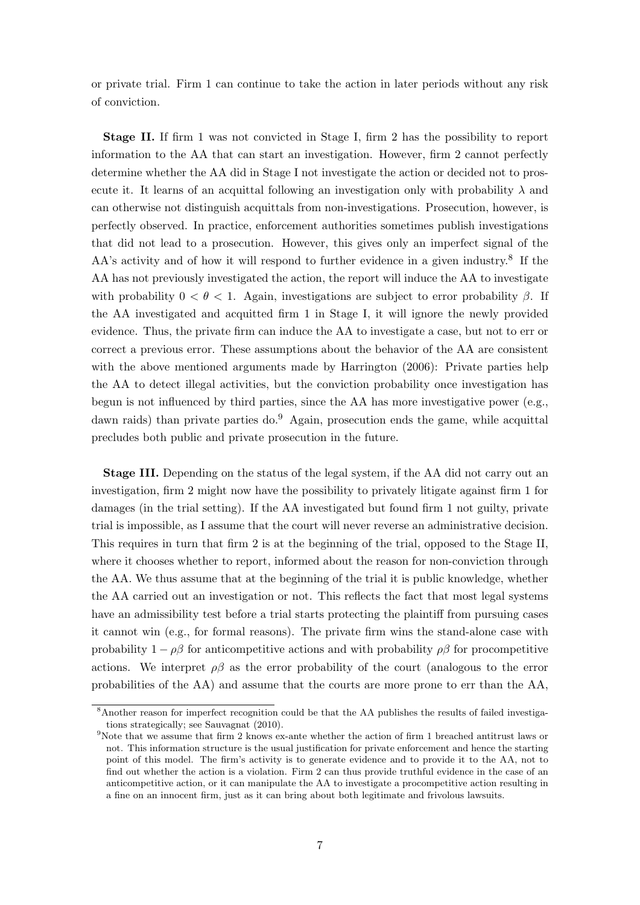or private trial. Firm 1 can continue to take the action in later periods without any risk of conviction.

**Stage II.** If firm 1 was not convicted in Stage I, firm 2 has the possibility to report information to the AA that can start an investigation. However, firm 2 cannot perfectly determine whether the AA did in Stage I not investigate the action or decided not to prosecute it. It learns of an acquittal following an investigation only with probability $\lambda$ and can otherwise not distinguish acquittals from non-investigations. Prosecution, however, is perfectly observed. In practice, enforcement authorities sometimes publish investigations that did not lead to a prosecution. However, this gives only an imperfect signal of the AA's activity and of how it will respond to further evidence in a given industry.[8] If the AA has not previously investigated the action, the report will induce the AA to investigate with probability $0 < \theta < 1$. Again, investigations are subject to error probability $\beta$. If the AA investigated and acquitted firm 1 in Stage I, it will ignore the newly provided evidence. Thus, the private firm can induce the AA to investigate a case, but not to err or correct a previous error. These assumptions about the behavior of the AA are consistent with the above mentioned arguments made by Harrington (2006): Private parties help the AA to detect illegal activities, but the conviction probability once investigation has begun is not influenced by third parties, since the AA has more investigative power (e.g., dawn raids) than private parties do.[9] Again, prosecution ends the game, while acquittal precludes both public and private prosecution in the future.

**Stage III.** Depending on the status of the legal system, if the AA did not carry out an investigation, firm 2 might now have the possibility to privately litigate against firm 1 for damages (in the trial setting). If the AA investigated but found firm 1 not guilty, private trial is impossible, as I assume that the court will never reverse an administrative decision. This requires in turn that firm 2 is at the beginning of the trial, opposed to the Stage II, where it chooses whether to report, informed about the reason for non-conviction through the AA. We thus assume that at the beginning of the trial it is public knowledge, whether the AA carried out an investigation or not. This reflects the fact that most legal systems have an admissibility test before a trial starts protecting the plaintiff from pursuing cases it cannot win (e.g., for formal reasons). The private firm wins the stand-alone case with probability $1 - \rho\beta$ for anticompetitive actions and with probability $\rho\beta$ for procompetitive actions. We interpret $\rho\beta$ as the error probability of the court (analogous to the error probabilities of the AA) and assume that the courts are more prone to err than the AA,

[8] Another reason for imperfect recognition could be that the AA publishes the results of failed investigations strategically; see Sauvagnat (2010).

[9] Note that we assume that firm 2 knows ex-ante whether the action of firm 1 breached antitrust laws or not. This information structure is the usual justification for private enforcement and hence the starting point of this model. The firm's activity is to generate evidence and to provide it to the AA, not to find out whether the action is a violation. Firm 2 can thus provide truthful evidence in the case of an anticompetitive action, or it can manipulate the AA to investigate a procompetitive action resulting in a fine on an innocent firm, just as it can bring about both legitimate and frivolous lawsuits.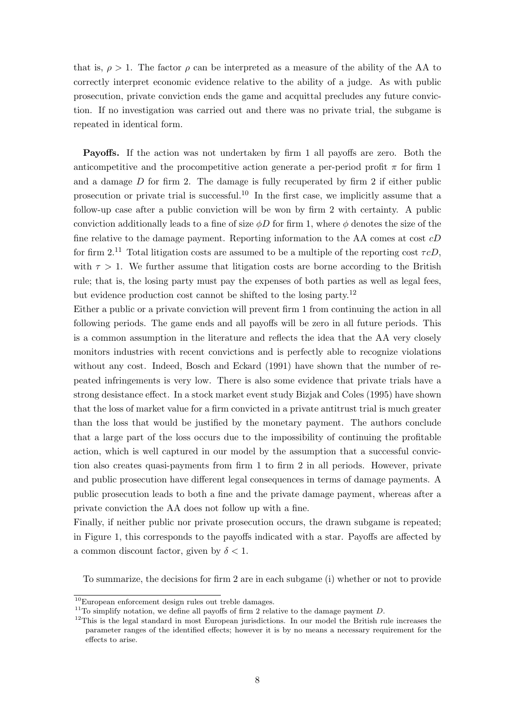that is, $\rho > 1$. The factor $\rho$ can be interpreted as a measure of the ability of the AA to correctly interpret economic evidence relative to the ability of a judge. As with public prosecution, private conviction ends the game and acquittal precludes any future conviction. If no investigation was carried out and there was no private trial, the subgame is repeated in identical form.

**Payoffs.** If the action was not undertaken by firm 1 all payoffs are zero. Both the anticompetitive and the procompetitive action generate a per-period profit $\pi$ for firm 1 and a damage $D$ for firm 2. The damage is fully recuperated by firm 2 if either public prosecution or private trial is successful.[10] In the first case, we implicitly assume that a follow-up case after a public conviction will be won by firm 2 with certainty. A public conviction additionally leads to a fine of size $\phi D$ for firm 1, where $\phi$ denotes the size of the fine relative to the damage payment. Reporting information to the AA comes at cost $cD$ for firm 2.[11] Total litigation costs are assumed to be a multiple of the reporting cost $\tau cD$, with $\tau > 1$. We further assume that litigation costs are borne according to the British rule; that is, the losing party must pay the expenses of both parties as well as legal fees, but evidence production cost cannot be shifted to the losing party.[12]

Either a public or a private conviction will prevent firm 1 from continuing the action in all following periods. The game ends and all payoffs will be zero in all future periods. This is a common assumption in the literature and reflects the idea that the AA very closely monitors industries with recent convictions and is perfectly able to recognize violations without any cost. Indeed, Bosch and Eckard (1991) have shown that the number of repeated infringements is very low. There is also some evidence that private trials have a strong desistance effect. In a stock market event study Bizjak and Coles (1995) have shown that the loss of market value for a firm convicted in a private antitrust trial is much greater than the loss that would be justified by the monetary payment. The authors conclude that a large part of the loss occurs due to the impossibility of continuing the profitable action, which is well captured in our model by the assumption that a successful conviction also creates quasi-payments from firm 1 to firm 2 in all periods. However, private and public prosecution have different legal consequences in terms of damage payments. A public prosecution leads to both a fine and the private damage payment, whereas after a private conviction the AA does not follow up with a fine.

Finally, if neither public nor private prosecution occurs, the drawn subgame is repeated; in Figure 1, this corresponds to the payoffs indicated with a star. Payoffs are affected by a common discount factor, given by $\delta < 1$.

To summarize, the decisions for firm 2 are in each subgame (i) whether or not to provide

[10] European enforcement design rules out treble damages.

[11] To simplify notation, we define all payoffs of firm 2 relative to the damage payment $D$.

[12] This is the legal standard in most European jurisdictions. In our model the British rule increases the parameter ranges of the identified effects; however it is by no means a necessary requirement for the effects to arise.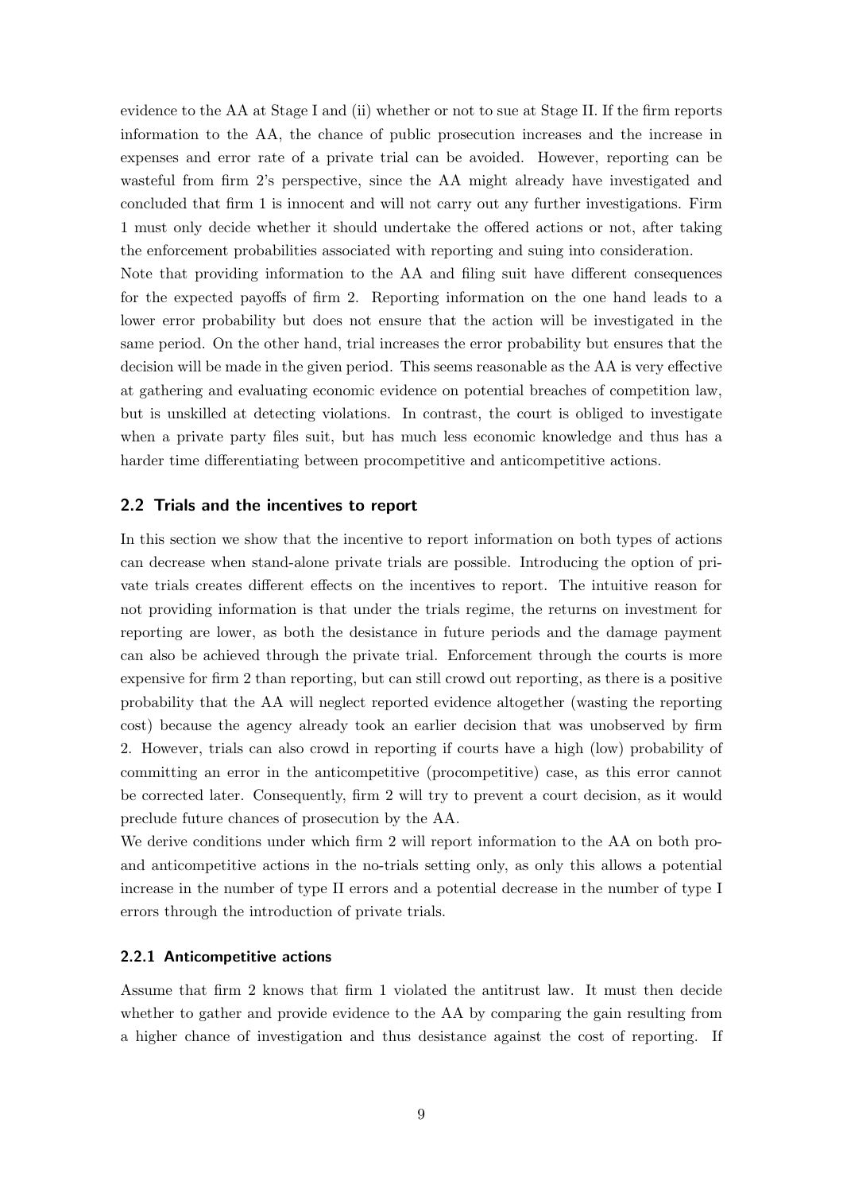evidence to the AA at Stage I and (ii) whether or not to sue at Stage II. If the firm reports information to the AA, the chance of public prosecution increases and the increase in expenses and error rate of a private trial can be avoided. However, reporting can be wasteful from firm 2's perspective, since the AA might already have investigated and concluded that firm 1 is innocent and will not carry out any further investigations. Firm 1 must only decide whether it should undertake the offered actions or not, after taking the enforcement probabilities associated with reporting and suing into consideration.

Note that providing information to the AA and filing suit have different consequences for the expected payoffs of firm 2. Reporting information on the one hand leads to a lower error probability but does not ensure that the action will be investigated in the same period. On the other hand, trial increases the error probability but ensures that the decision will be made in the given period. This seems reasonable as the AA is very effective at gathering and evaluating economic evidence on potential breaches of competition law, but is unskilled at detecting violations. In contrast, the court is obliged to investigate when a private party files suit, but has much less economic knowledge and thus has a harder time differentiating between procompetitive and anticompetitive actions.

## 2.2 Trials and the incentives to report

In this section we show that the incentive to report information on both types of actions can decrease when stand-alone private trials are possible. Introducing the option of private trials creates different effects on the incentives to report. The intuitive reason for not providing information is that under the trials regime, the returns on investment for reporting are lower, as both the desistance in future periods and the damage payment can also be achieved through the private trial. Enforcement through the courts is more expensive for firm 2 than reporting, but can still crowd out reporting, as there is a positive probability that the AA will neglect reported evidence altogether (wasting the reporting cost) because the agency already took an earlier decision that was unobserved by firm 2. However, trials can also crowd in reporting if courts have a high (low) probability of committing an error in the anticompetitive (procompetitive) case, as this error cannot be corrected later. Consequently, firm 2 will try to prevent a court decision, as it would preclude future chances of prosecution by the AA.

We derive conditions under which firm 2 will report information to the AA on both pro- and anticompetitive actions in the no-trials setting only, as only this allows a potential increase in the number of type II errors and a potential decrease in the number of type I errors through the introduction of private trials.

### 2.2.1 Anticompetitive actions

Assume that firm 2 knows that firm 1 violated the antitrust law. It must then decide whether to gather and provide evidence to the AA by comparing the gain resulting from a higher chance of investigation and thus desistance against the cost of reporting. If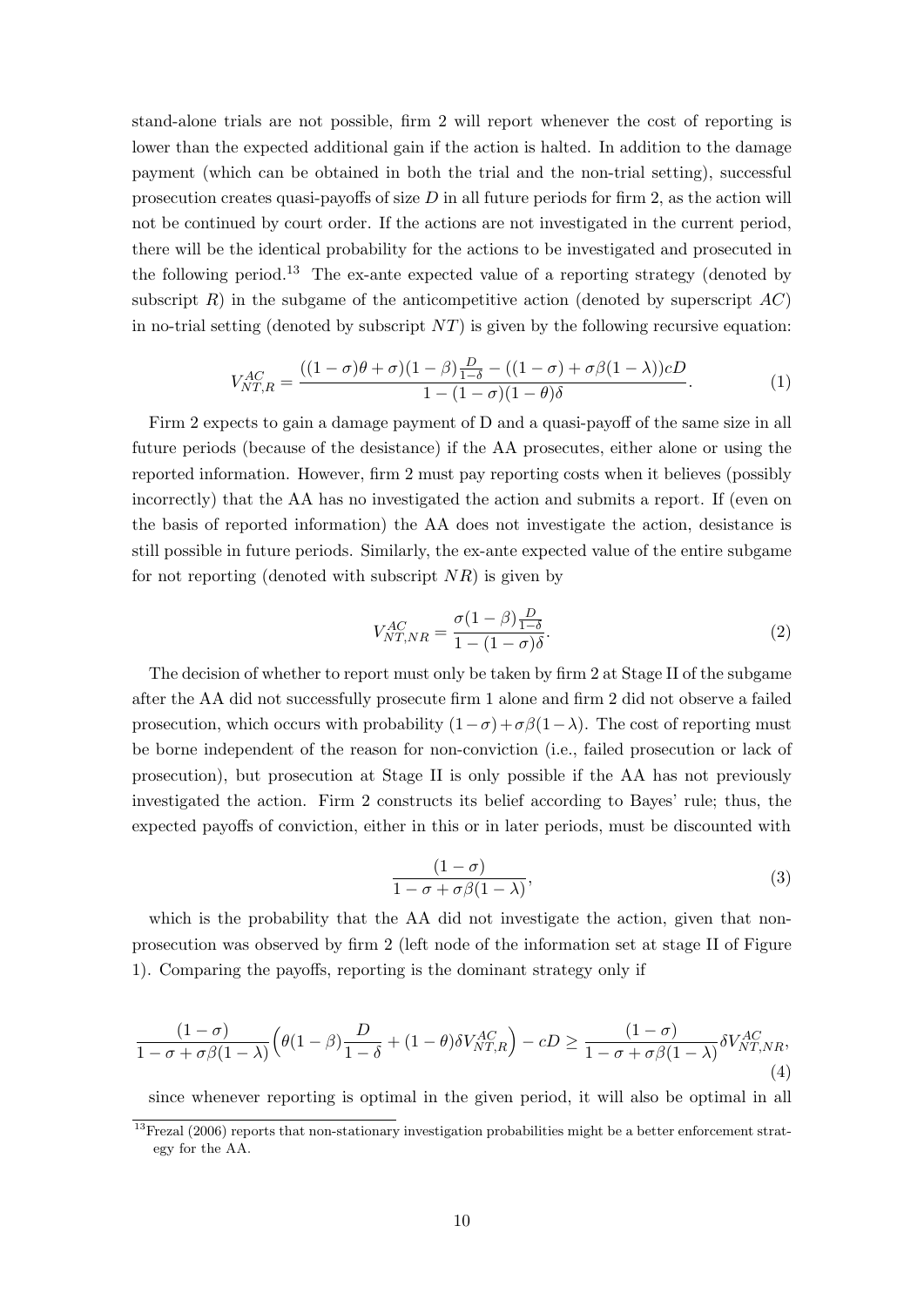stand-alone trials are not possible, firm 2 will report whenever the cost of reporting is lower than the expected additional gain if the action is halted. In addition to the damage payment (which can be obtained in both the trial and the non-trial setting), successful prosecution creates quasi-payoffs of size $D$ in all future periods for firm 2, as the action will not be continued by court order. If the actions are not investigated in the current period, there will be the identical probability for the actions to be investigated and prosecuted in the following period.[13] The ex-ante expected value of a reporting strategy (denoted by subscript $R$) in the subgame of the anticompetitive action (denoted by superscript $AC$) in no-trial setting (denoted by subscript $NT$) is given by the following recursive equation:

$$V_{NT,R}^{AC} = \frac{((1-\sigma)\theta + \sigma)(1-\beta)\frac{D}{1-\delta} - ((1-\sigma) + \sigma\beta(1-\lambda))cD}{1-(1-\sigma)(1-\theta)\delta}. \tag{1}$$

Firm 2 expects to gain a damage payment of D and a quasi-payoff of the same size in all future periods (because of the desistance) if the AA prosecutes, either alone or using the reported information. However, firm 2 must pay reporting costs when it believes (possibly incorrectly) that the AA has no investigated the action and submits a report. If (even on the basis of reported information) the AA does not investigate the action, desistance is still possible in future periods. Similarly, the ex-ante expected value of the entire subgame for not reporting (denoted with subscript $NR$) is given by

$$V_{NT,NR}^{AC} = \frac{\sigma(1-\beta)\frac{D}{1-\delta}}{1-(1-\sigma)\delta}. \tag{2}$$

The decision of whether to report must only be taken by firm 2 at Stage II of the subgame after the AA did not successfully prosecute firm 1 alone and firm 2 did not observe a failed prosecution, which occurs with probability $(1-\sigma)+\sigma\beta(1-\lambda)$. The cost of reporting must be borne independent of the reason for non-conviction (i.e., failed prosecution or lack of prosecution), but prosecution at Stage II is only possible if the AA has not previously investigated the action. Firm 2 constructs its belief according to Bayes' rule; thus, the expected payoffs of conviction, either in this or in later periods, must be discounted with

$$\frac{(1-\sigma)}{1-\sigma+\sigma\beta(1-\lambda)}, \tag{3}$$

which is the probability that the AA did not investigate the action, given that non-prosecution was observed by firm 2 (left node of the information set at stage II of Figure 1). Comparing the payoffs, reporting is the dominant strategy only if

$$\frac{(1-\sigma)}{1-\sigma+\sigma\beta(1-\lambda)}\Big(\theta(1-\beta)\frac{D}{1-\delta} + (1-\theta)\delta V_{NT,R}^{AC}\Big) - cD \geq \frac{(1-\sigma)}{1-\sigma+\sigma\beta(1-\lambda)}\delta V_{NT,NR}^{AC}, \tag{4}$$

since whenever reporting is optimal in the given period, it will also be optimal in all

[13] Frezal (2006) reports that non-stationary investigation probabilities might be a better enforcement strategy for the AA.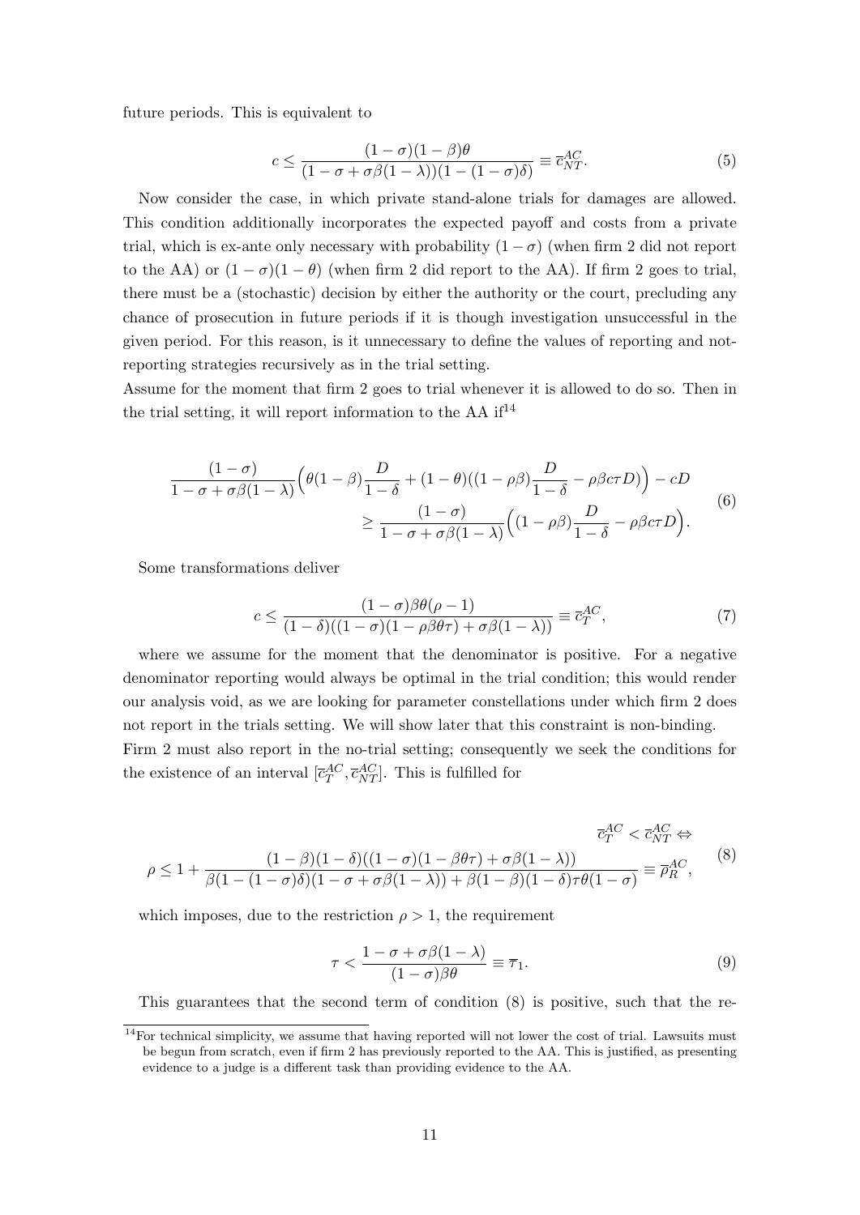future periods. This is equivalent to

$$c \leq \frac{(1-\sigma)(1-\beta)\theta}{(1-\sigma+\sigma\beta(1-\lambda))(1-(1-\sigma)\delta)} \equiv \overline{c}_{NT}^{AC}. \tag{5}$$

Now consider the case, in which private stand-alone trials for damages are allowed. This condition additionally incorporates the expected payoff and costs from a private trial, which is ex-ante only necessary with probability $(1-\sigma)$ (when firm 2 did not report to the AA) or $(1-\sigma)(1-\theta)$ (when firm 2 did report to the AA). If firm 2 goes to trial, there must be a (stochastic) decision by either the authority or the court, precluding any chance of prosecution in future periods if it is though investigation unsuccessful in the given period. For this reason, is it unnecessary to define the values of reporting and not-reporting strategies recursively as in the trial setting.

Assume for the moment that firm 2 goes to trial whenever it is allowed to do so. Then in the trial setting, it will report information to the AA if[14]

$$\begin{aligned} \frac{(1-\sigma)}{1-\sigma+\sigma\beta(1-\lambda)}\Big(\theta(1-\beta)\frac{D}{1-\delta} + (1-\theta)((1-\rho\beta)\frac{D}{1-\delta} - \rho\beta c\tau D)\Big) - cD \\ \geq \frac{(1-\sigma)}{1-\sigma+\sigma\beta(1-\lambda)}\Big((1-\rho\beta)\frac{D}{1-\delta} - \rho\beta c\tau D\Big). \end{aligned} \tag{6}$$

Some transformations deliver

$$c \leq \frac{(1-\sigma)\beta\theta(\rho-1)}{(1-\delta)((1-\sigma)(1-\rho\beta\theta\tau)+\sigma\beta(1-\lambda))} \equiv \overline{c}_{T}^{AC}, \tag{7}$$

where we assume for the moment that the denominator is positive. For a negative denominator reporting would always be optimal in the trial condition; this would render our analysis void, as we are looking for parameter constellations under which firm 2 does not report in the trials setting. We will show later that this constraint is non-binding.

Firm 2 must also report in the no-trial setting; consequently we seek the conditions for the existence of an interval $[\overline{c}_{T}^{AC}, \overline{c}_{NT}^{AC}]$. This is fulfilled for

$$\begin{aligned} \overline{c}_{T}^{AC} < \overline{c}_{NT}^{AC} \Leftrightarrow \\ \rho \leq 1 + \frac{(1-\beta)(1-\delta)((1-\sigma)(1-\beta\theta\tau)+\sigma\beta(1-\lambda))}{\beta(1-(1-\sigma)\delta)(1-\sigma+\sigma\beta(1-\lambda))+\beta(1-\beta)(1-\delta)\tau\theta(1-\sigma)} \equiv \overline{\rho}_{R}^{AC}, \end{aligned} \tag{8}$$

which imposes, due to the restriction $\rho > 1$, the requirement

$$\tau < \frac{1-\sigma+\sigma\beta(1-\lambda)}{(1-\sigma)\beta\theta} \equiv \overline{\tau}_1. \tag{9}$$

This guarantees that the second term of condition (8) is positive, such that the re-

[14] For technical simplicity, we assume that having reported will not lower the cost of trial. Lawsuits must be begun from scratch, even if firm 2 has previously reported to the AA. This is justified, as presenting evidence to a judge is a different task than providing evidence to the AA.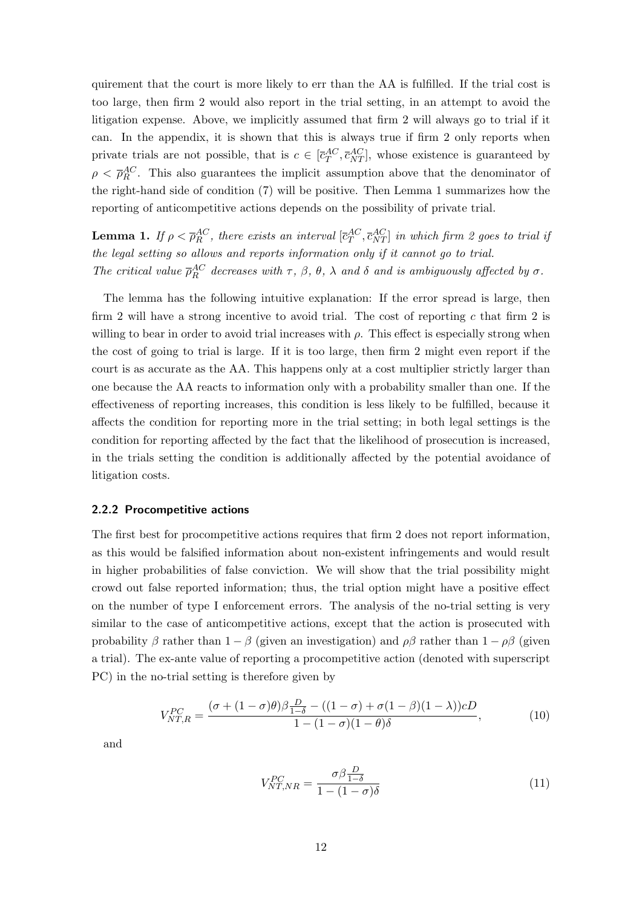quirement that the court is more likely to err than the AA is fulfilled. If the trial cost is too large, then firm 2 would also report in the trial setting, in an attempt to avoid the litigation expense. Above, we implicitly assumed that firm 2 will always go to trial if it can. In the appendix, it is shown that this is always true if firm 2 only reports when private trials are not possible, that is $c \in [\overline{c}_T^{AC}, \overline{c}_{NT}^{AC}]$, whose existence is guaranteed by $\rho < \overline{\rho}_R^{AC}$. This also guarantees the implicit assumption above that the denominator of the right-hand side of condition (7) will be positive. Then Lemma 1 summarizes how the reporting of anticompetitive actions depends on the possibility of private trial.

**Lemma 1.** *If $\rho < \overline{\rho}_R^{AC}$, there exists an interval $[\overline{c}_T^{AC}, \overline{c}_{NT}^{AC}]$ in which firm 2 goes to trial if the legal setting so allows and reports information only if it cannot go to trial.*
*The critical value $\overline{\rho}_R^{AC}$ decreases with $\tau$, $\beta$, $\theta$, $\lambda$ and $\delta$ and is ambiguously affected by $\sigma$.*

The lemma has the following intuitive explanation: If the error spread is large, then firm 2 will have a strong incentive to avoid trial. The cost of reporting $c$ that firm 2 is willing to bear in order to avoid trial increases with $\rho$. This effect is especially strong when the cost of going to trial is large. If it is too large, then firm 2 might even report if the court is as accurate as the AA. This happens only at a cost multiplier strictly larger than one because the AA reacts to information only with a probability smaller than one. If the effectiveness of reporting increases, this condition is less likely to be fulfilled, because it affects the condition for reporting more in the trial setting; in both legal settings is the condition for reporting affected by the fact that the likelihood of prosecution is increased, in the trials setting the condition is additionally affected by the potential avoidance of litigation costs.

### 2.2.2 Procompetitive actions

The first best for procompetitive actions requires that firm 2 does not report information, as this would be falsified information about non-existent infringements and would result in higher probabilities of false conviction. We will show that the trial possibility might crowd out false reported information; thus, the trial option might have a positive effect on the number of type I enforcement errors. The analysis of the no-trial setting is very similar to the case of anticompetitive actions, except that the action is prosecuted with probability $\beta$ rather than $1-\beta$ (given an investigation) and $\rho\beta$ rather than $1-\rho\beta$ (given a trial). The ex-ante value of reporting a procompetitive action (denoted with superscript PC) in the no-trial setting is therefore given by

$$V_{NT,R}^{PC} = \frac{(\sigma + (1-\sigma)\theta)\beta\frac{D}{1-\delta} - ((1-\sigma) + \sigma(1-\beta)(1-\lambda))cD}{1-(1-\sigma)(1-\theta)\delta}, \tag{10}$$

and

$$V_{NT,NR}^{PC} = \frac{\sigma\beta\frac{D}{1-\delta}}{1-(1-\sigma)\delta} \tag{11}$$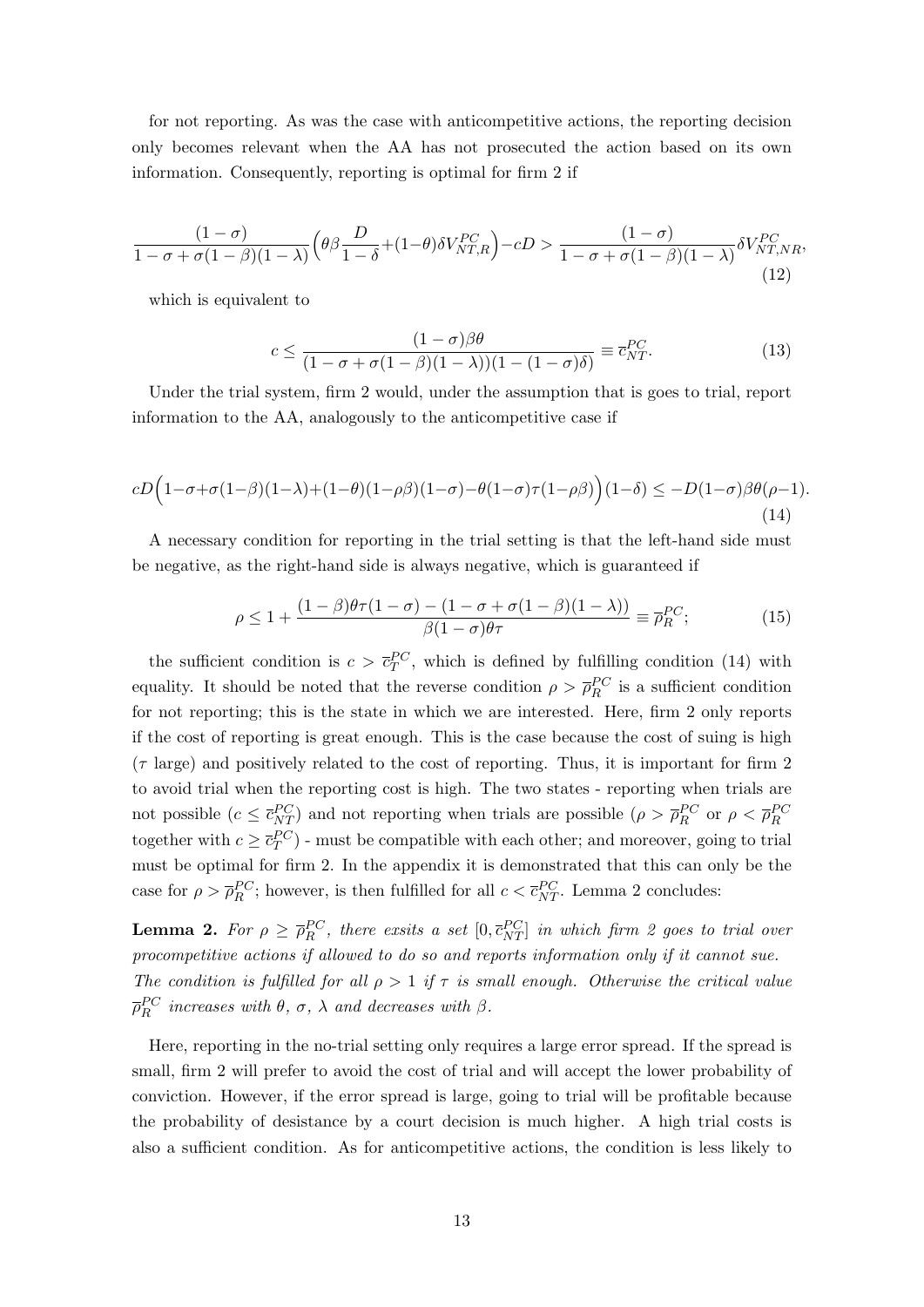for not reporting. As was the case with anticompetitive actions, the reporting decision only becomes relevant when the AA has not prosecuted the action based on its own information. Consequently, reporting is optimal for firm 2 if

$$\frac{(1-\sigma)}{1-\sigma+\sigma(1-\beta)(1-\lambda)}\Big(\theta\beta\frac{D}{1-\delta}+(1-\theta)\delta V^{PC}_{NT,R}\Big)-cD > \frac{(1-\sigma)}{1-\sigma+\sigma(1-\beta)(1-\lambda)}\delta V^{PC}_{NT,NR}, \tag{12}$$

which is equivalent to

$$c \leq \frac{(1-\sigma)\beta\theta}{(1-\sigma+\sigma(1-\beta)(1-\lambda))(1-(1-\sigma)\delta)} \equiv \overline{c}^{PC}_{NT}. \tag{13}$$

Under the trial system, firm 2 would, under the assumption that is goes to trial, report information to the AA, analogously to the anticompetitive case if

$$cD\Big(1-\sigma+\sigma(1-\beta)(1-\lambda)+(1-\theta)(1-\rho\beta)(1-\sigma)-\theta(1-\sigma)\tau(1-\rho\beta)\Big)(1-\delta) \leq -D(1-\sigma)\beta\theta(\rho-1). \tag{14}$$

A necessary condition for reporting in the trial setting is that the left-hand side must be negative, as the right-hand side is always negative, which is guaranteed if

$$\rho \leq 1+\frac{(1-\beta)\theta\tau(1-\sigma)-(1-\sigma+\sigma(1-\beta)(1-\lambda))}{\beta(1-\sigma)\theta\tau} \equiv \overline{\rho}^{PC}_{R}; \tag{15}$$

the sufficient condition is $c > \overline{c}^{PC}_{T}$, which is defined by fulfilling condition (14) with equality. It should be noted that the reverse condition $\rho > \overline{\rho}^{PC}_{R}$ is a sufficient condition for not reporting; this is the state in which we are interested. Here, firm 2 only reports if the cost of reporting is great enough. This is the case because the cost of suing is high ($\tau$ large) and positively related to the cost of reporting. Thus, it is important for firm 2 to avoid trial when the reporting cost is high. The two states - reporting when trials are not possible ($c \leq \overline{c}^{PC}_{NT}$) and not reporting when trials are possible ($\rho > \overline{\rho}^{PC}_{R}$ or $\rho < \overline{\rho}^{PC}_{R}$ together with $c \geq \overline{c}^{PC}_{T}$) - must be compatible with each other; and moreover, going to trial must be optimal for firm 2. In the appendix it is demonstrated that this can only be the case for $\rho > \overline{\rho}^{PC}_{R}$; however, is then fulfilled for all $c < \overline{c}^{PC}_{NT}$. Lemma 2 concludes:

**Lemma 2.** *For $\rho \geq \overline{\rho}^{PC}_{R}$, there exsits a set $[0, \overline{c}^{PC}_{NT}]$ in which firm 2 goes to trial over procompetitive actions if allowed to do so and reports information only if it cannot sue. The condition is fulfilled for all $\rho > 1$ if $\tau$ is small enough. Otherwise the critical value $\overline{\rho}^{PC}_{R}$ increases with $\theta$, $\sigma$, $\lambda$ and decreases with $\beta$.*

Here, reporting in the no-trial setting only requires a large error spread. If the spread is small, firm 2 will prefer to avoid the cost of trial and will accept the lower probability of conviction. However, if the error spread is large, going to trial will be profitable because the probability of desistance by a court decision is much higher. A high trial costs is also a sufficient condition. As for anticompetitive actions, the condition is less likely to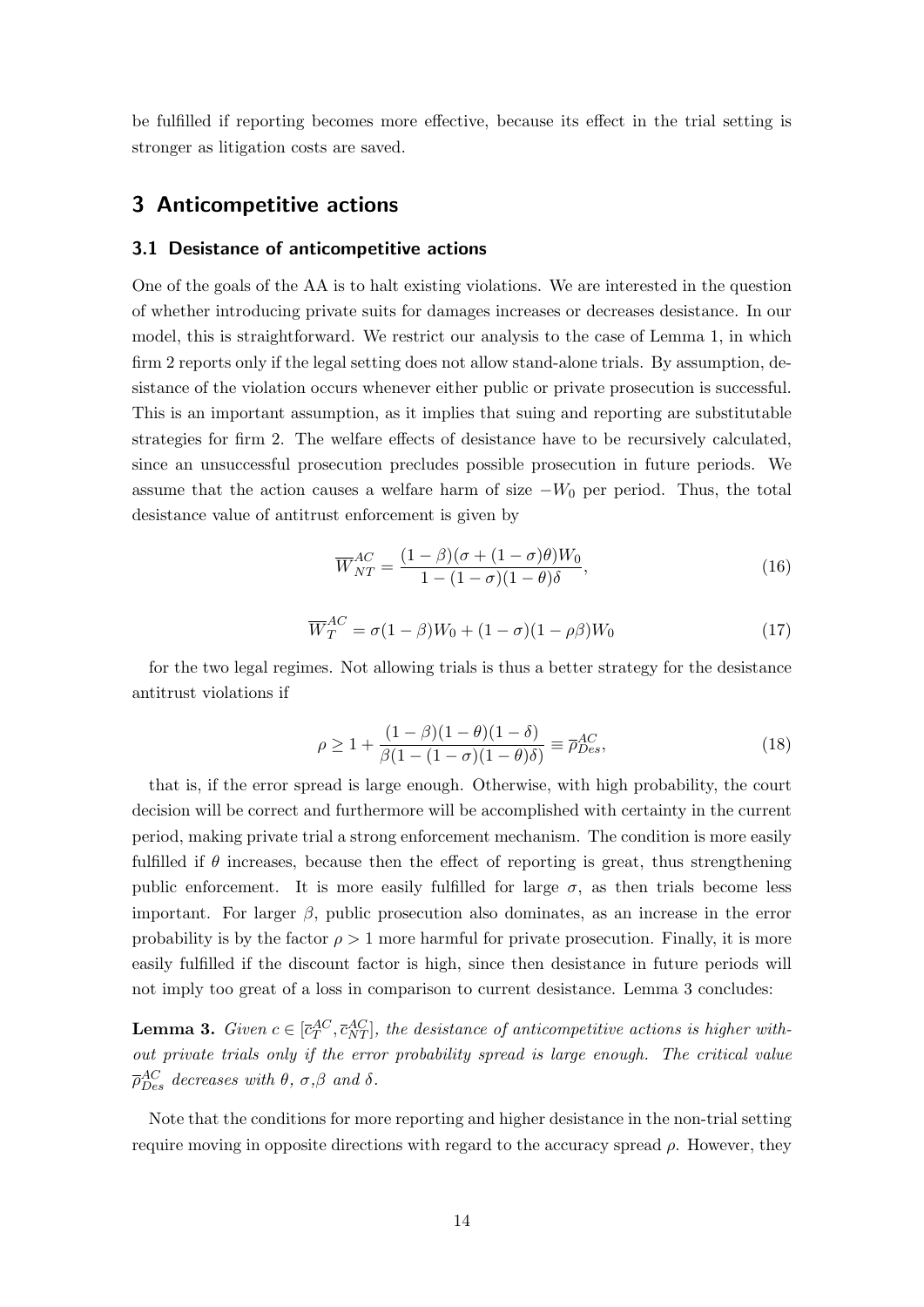be fulfilled if reporting becomes more effective, because its effect in the trial setting is stronger as litigation costs are saved.

## 3 Anticompetitive actions

### 3.1 Desistance of anticompetitive actions

One of the goals of the AA is to halt existing violations. We are interested in the question of whether introducing private suits for damages increases or decreases desistance. In our model, this is straightforward. We restrict our analysis to the case of Lemma 1, in which firm 2 reports only if the legal setting does not allow stand-alone trials. By assumption, desistance of the violation occurs whenever either public or private prosecution is successful. This is an important assumption, as it implies that suing and reporting are substitutable strategies for firm 2. The welfare effects of desistance have to be recursively calculated, since an unsuccessful prosecution precludes possible prosecution in future periods. We assume that the action causes a welfare harm of size $-W_0$ per period. Thus, the total desistance value of antitrust enforcement is given by

$$\overline{W}_{NT}^{AC} = \frac{(1-\beta)(\sigma + (1-\sigma)\theta)W_0}{1-(1-\sigma)(1-\theta)\delta}, \tag{16}$$

$$\overline{W}_{T}^{AC} = \sigma(1-\beta)W_0 + (1-\sigma)(1-\rho\beta)W_0 \tag{17}$$

for the two legal regimes. Not allowing trials is thus a better strategy for the desistance antitrust violations if

$$\rho \geq 1 + \frac{(1-\beta)(1-\theta)(1-\delta)}{\beta(1-(1-\sigma)(1-\theta)\delta)} \equiv \overline{\rho}_{Des}^{AC}, \tag{18}$$

that is, if the error spread is large enough. Otherwise, with high probability, the court decision will be correct and furthermore will be accomplished with certainty in the current period, making private trial a strong enforcement mechanism. The condition is more easily fulfilled if $\theta$ increases, because then the effect of reporting is great, thus strengthening public enforcement. It is more easily fulfilled for large $\sigma$, as then trials become less important. For larger $\beta$, public prosecution also dominates, as an increase in the error probability is by the factor $\rho > 1$ more harmful for private prosecution. Finally, it is more easily fulfilled if the discount factor is high, since then desistance in future periods will not imply too great of a loss in comparison to current desistance. Lemma 3 concludes:

**Lemma 3.** *Given $c \in [\overline{c}_T^{AC}, \overline{c}_{NT}^{AC}]$, the desistance of anticompetitive actions is higher without private trials only if the error probability spread is large enough. The critical value $\overline{\rho}_{Des}^{AC}$ decreases with $\theta$, $\sigma$, $\beta$ and $\delta$.*

Note that the conditions for more reporting and higher desistance in the non-trial setting require moving in opposite directions with regard to the accuracy spread $\rho$. However, they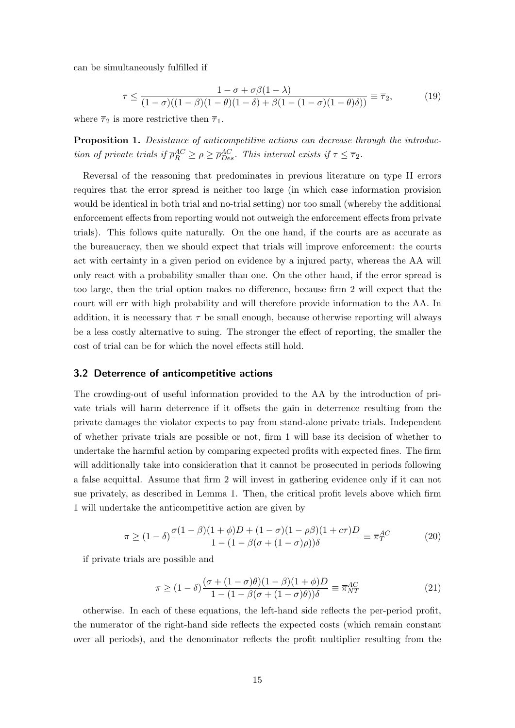can be simultaneously fulfilled if

$$\tau \leq \frac{1-\sigma+\sigma\beta(1-\lambda)}{(1-\sigma)((1-\beta)(1-\theta)(1-\delta)+\beta(1-(1-\sigma)(1-\theta)\delta))} \equiv \overline{\tau}_2, \tag{19}$$

where $\overline{\tau}_2$ is more restrictive then $\overline{\tau}_1$.

**Proposition 1.** *Desistance of anticompetitive actions can decrease through the introduction of private trials if $\overline{\rho}_R^{AC} \geq \rho \geq \overline{\rho}_{Des}^{AC}$. This interval exists if $\tau \leq \overline{\tau}_2$.*

Reversal of the reasoning that predominates in previous literature on type II errors requires that the error spread is neither too large (in which case information provision would be identical in both trial and no-trial setting) nor too small (whereby the additional enforcement effects from reporting would not outweigh the enforcement effects from private trials). This follows quite naturally. On the one hand, if the courts are as accurate as the bureaucracy, then we should expect that trials will improve enforcement: the courts act with certainty in a given period on evidence by a injured party, whereas the AA will only react with a probability smaller than one. On the other hand, if the error spread is too large, then the trial option makes no difference, because firm 2 will expect that the court will err with high probability and will therefore provide information to the AA. In addition, it is necessary that $\tau$ be small enough, because otherwise reporting will always be a less costly alternative to suing. The stronger the effect of reporting, the smaller the cost of trial can be for which the novel effects still hold.

### 3.2 Deterrence of anticompetitive actions

The crowding-out of useful information provided to the AA by the introduction of private trials will harm deterrence if it offsets the gain in deterrence resulting from the private damages the violator expects to pay from stand-alone private trials. Independent of whether private trials are possible or not, firm 1 will base its decision of whether to undertake the harmful action by comparing expected profits with expected fines. The firm will additionally take into consideration that it cannot be prosecuted in periods following a false acquittal. Assume that firm 2 will invest in gathering evidence only if it can not sue privately, as described in Lemma 1. Then, the critical profit levels above which firm 1 will undertake the anticompetitive action are given by

$$\pi \geq (1-\delta)\frac{\sigma(1-\beta)(1+\phi)D+(1-\sigma)(1-\rho\beta)(1+c\tau)D}{1-(1-\beta(\sigma+(1-\sigma)\rho))\delta} \equiv \overline{\pi}_T^{AC} \tag{20}$$

if private trials are possible and

$$\pi \geq (1-\delta)\frac{(\sigma+(1-\sigma)\theta)(1-\beta)(1+\phi)D}{1-(1-\beta(\sigma+(1-\sigma)\theta))\delta} \equiv \overline{\pi}_{NT}^{AC} \tag{21}$$

otherwise. In each of these equations, the left-hand side reflects the per-period profit, the numerator of the right-hand side reflects the expected costs (which remain constant over all periods), and the denominator reflects the profit multiplier resulting from the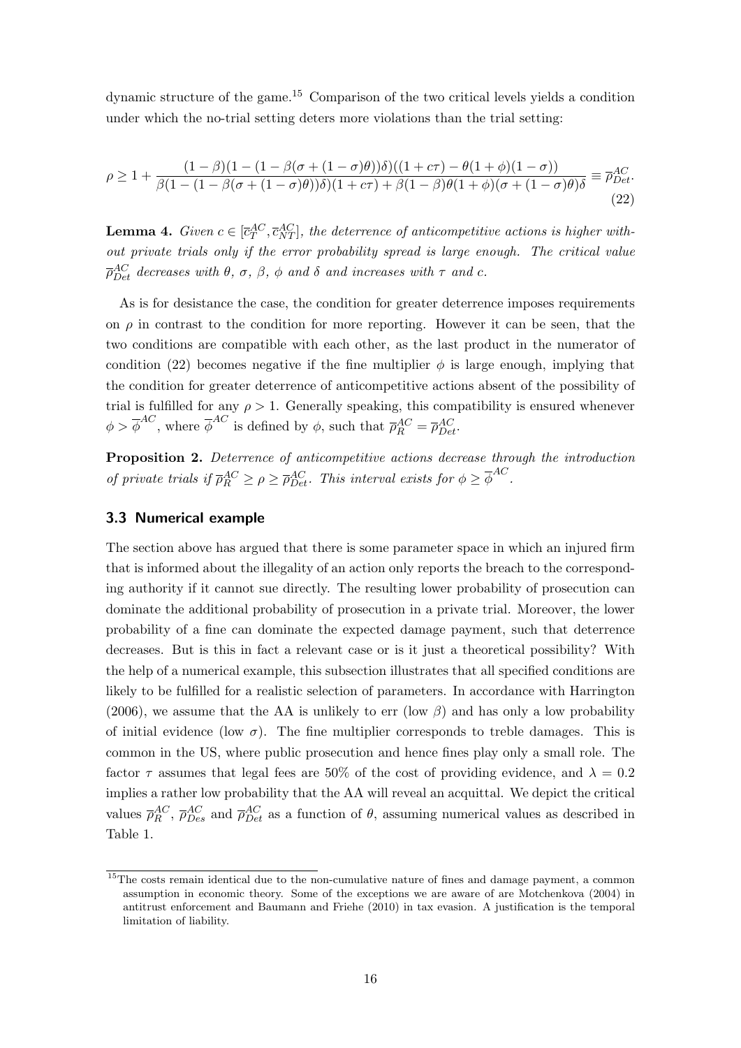dynamic structure of the game.[15] Comparison of the two critical levels yields a condition under which the no-trial setting deters more violations than the trial setting:

$$\rho \geq 1 + \frac{(1-\beta)(1-(1-\beta(\sigma+(1-\sigma)\theta))\delta)((1+c\tau)-\theta(1+\phi)(1-\sigma))}{\beta(1-(1-\beta(\sigma+(1-\sigma)\theta))\delta)(1+c\tau)+\beta(1-\beta)\theta(1+\phi)(\sigma+(1-\sigma)\theta)\delta} \equiv \overline{\rho}_{Det}^{AC}. \tag{22}$$

**Lemma 4.** *Given $c \in [\overline{c}_T^{AC}, \overline{c}_{NT}^{AC}]$, the deterrence of anticompetitive actions is higher without private trials only if the error probability spread is large enough. The critical value $\overline{\rho}_{Det}^{AC}$ decreases with $\theta$, $\sigma$, $\beta$, $\phi$ and $\delta$ and increases with $\tau$ and $c$.*

As is for desistance the case, the condition for greater deterrence imposes requirements on $\rho$ in contrast to the condition for more reporting. However it can be seen, that the two conditions are compatible with each other, as the last product in the numerator of condition (22) becomes negative if the fine multiplier $\phi$ is large enough, implying that the condition for greater deterrence of anticompetitive actions absent of the possibility of trial is fulfilled for any $\rho > 1$. Generally speaking, this compatibility is ensured whenever $\phi > \overline{\phi}^{AC}$, where $\overline{\phi}^{AC}$ is defined by $\phi$, such that $\overline{\rho}_R^{AC} = \overline{\rho}_{Det}^{AC}$.

**Proposition 2.** *Deterrence of anticompetitive actions decrease through the introduction of private trials if $\overline{\rho}_R^{AC} \geq \rho \geq \overline{\rho}_{Det}^{AC}$. This interval exists for $\phi \geq \overline{\phi}^{AC}$.*

### 3.3 Numerical example

The section above has argued that there is some parameter space in which an injured firm that is informed about the illegality of an action only reports the breach to the corresponding authority if it cannot sue directly. The resulting lower probability of prosecution can dominate the additional probability of prosecution in a private trial. Moreover, the lower probability of a fine can dominate the expected damage payment, such that deterrence decreases. But is this in fact a relevant case or is it just a theoretical possibility? With the help of a numerical example, this subsection illustrates that all specified conditions are likely to be fulfilled for a realistic selection of parameters. In accordance with Harrington (2006), we assume that the AA is unlikely to err (low $\beta$) and has only a low probability of initial evidence (low $\sigma$). The fine multiplier corresponds to treble damages. This is common in the US, where public prosecution and hence fines play only a small role. The factor $\tau$ assumes that legal fees are 50% of the cost of providing evidence, and $\lambda = 0.2$ implies a rather low probability that the AA will reveal an acquittal. We depict the critical values $\overline{\rho}_R^{AC}$, $\overline{\rho}_{Des}^{AC}$ and $\overline{\rho}_{Det}^{AC}$ as a function of $\theta$, assuming numerical values as described in Table 1.

[15] The costs remain identical due to the non-cumulative nature of fines and damage payment, a common assumption in economic theory. Some of the exceptions we are aware of are Motchenkova (2004) in antitrust enforcement and Baumann and Friehe (2010) in tax evasion. A justification is the temporal limitation of liability.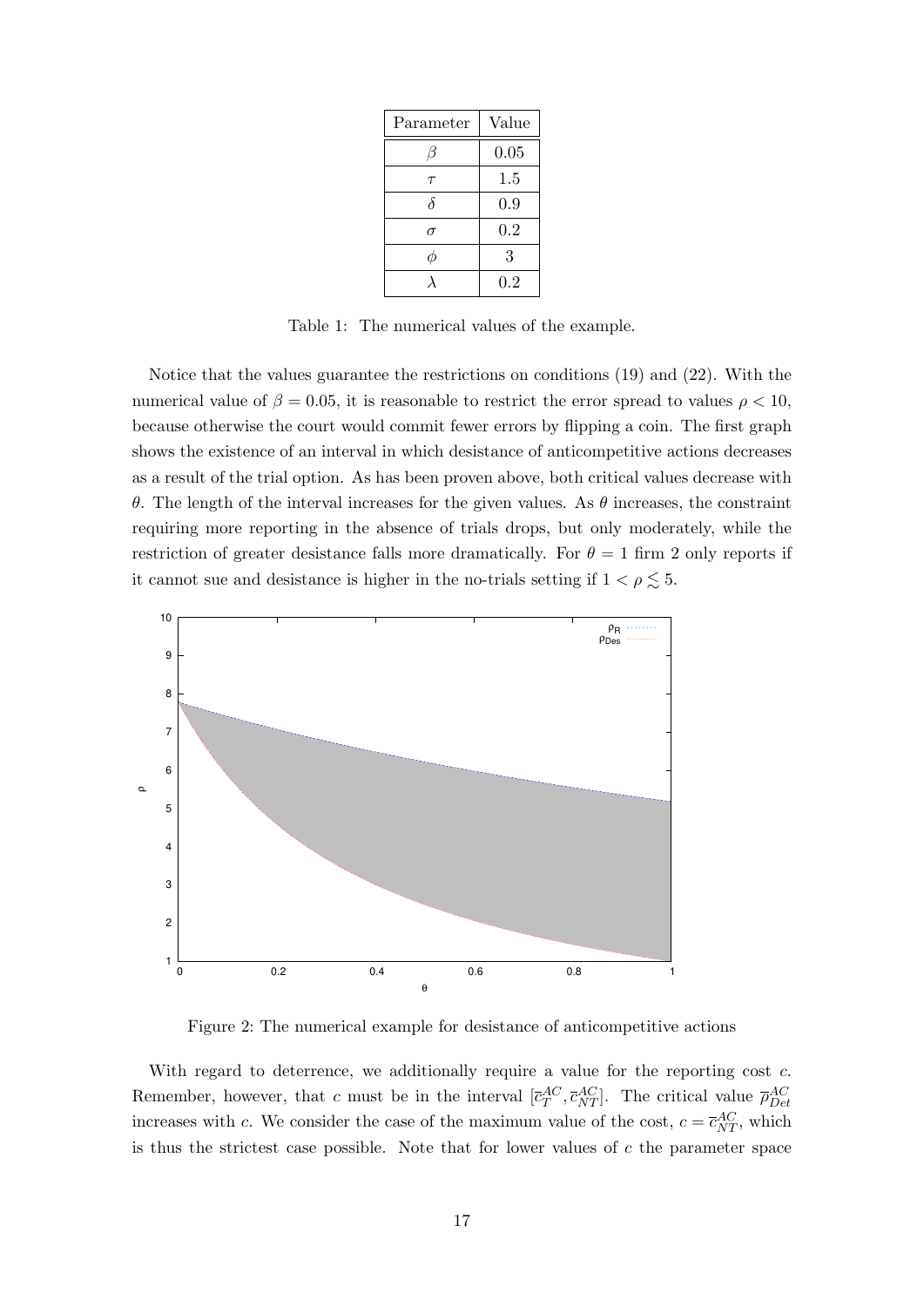| Parameter | Value |
|---|---|
| $\beta$ | 0.05 |
| $\tau$ | 1.5 |
| $\delta$ | 0.9 |
| $\sigma$ | 0.2 |
| $\phi$ | 3 |
| $\lambda$ | 0.2 |

Table 1: The numerical values of the example.

Notice that the values guarantee the restrictions on conditions (19) and (22). With the numerical value of $\beta = 0.05$, it is reasonable to restrict the error spread to values $\rho < 10$, because otherwise the court would commit fewer errors by flipping a coin. The first graph shows the existence of an interval in which desistance of anticompetitive actions decreases as a result of the trial option. As has been proven above, both critical values decrease with $\theta$. The length of the interval increases for the given values. As $\theta$ increases, the constraint requiring more reporting in the absence of trials drops, but only moderately, while the restriction of greater desistance falls more dramatically. For $\theta = 1$ firm 2 only reports if it cannot sue and desistance is higher in the no-trials setting if $1 < \rho \lesssim 5$.

Figure 2: The numerical example for desistance of anticompetitive actions

With regard to deterrence, we additionally require a value for the reporting cost $c$. Remember, however, that $c$ must be in the interval $[\overline{c}_T^{AC}, \overline{c}_{NT}^{AC}]$. The critical value $\overline{\rho}_{Det}^{AC}$ increases with $c$. We consider the case of the maximum value of the cost, $c = \overline{c}_{NT}^{AC}$, which is thus the strictest case possible. Note that for lower values of $c$ the parameter space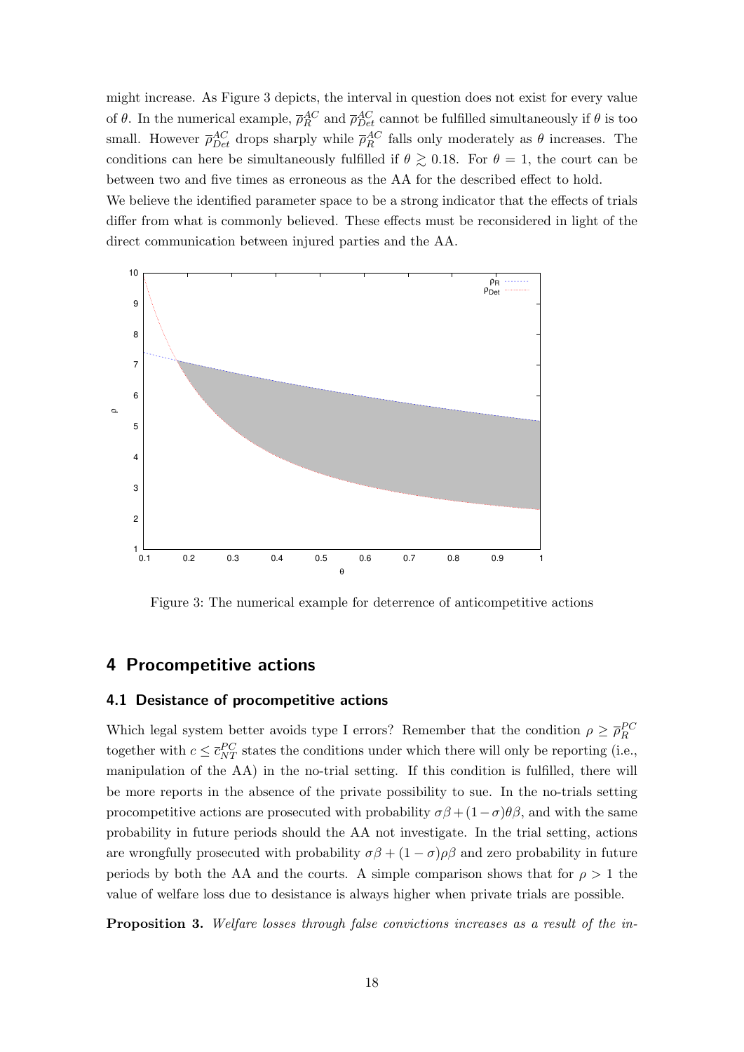might increase. As Figure 3 depicts, the interval in question does not exist for every value of $\theta$. In the numerical example, $\overline{\rho}_R^{AC}$ and $\overline{\rho}_{Det}^{AC}$ cannot be fulfilled simultaneously if $\theta$ is too small. However $\overline{\rho}_{Det}^{AC}$ drops sharply while $\overline{\rho}_R^{AC}$ falls only moderately as $\theta$ increases. The conditions can here be simultaneously fulfilled if $\theta \gtrsim 0.18$. For $\theta = 1$, the court can be between two and five times as erroneous as the AA for the described effect to hold.

We believe the identified parameter space to be a strong indicator that the effects of trials differ from what is commonly believed. These effects must be reconsidered in light of the direct communication between injured parties and the AA.

Figure 3: The numerical example for deterrence of anticompetitive actions

## 4 Procompetitive actions

### 4.1 Desistance of procompetitive actions

Which legal system better avoids type I errors? Remember that the condition $\rho \geq \overline{\rho}_R^{PC}$ together with $c \leq \overline{c}_{NT}^{PC}$ states the conditions under which there will only be reporting (i.e., manipulation of the AA) in the no-trial setting. If this condition is fulfilled, there will be more reports in the absence of the private possibility to sue. In the no-trials setting procompetitive actions are prosecuted with probability $\sigma\beta + (1-\sigma)\theta\beta$, and with the same probability in future periods should the AA not investigate. In the trial setting, actions are wrongfully prosecuted with probability $\sigma\beta + (1-\sigma)\rho\beta$ and zero probability in future periods by both the AA and the courts. A simple comparison shows that for $\rho > 1$ the value of welfare loss due to desistance is always higher when private trials are possible.

**Proposition 3.** *Welfare losses through false convictions increases as a result of the in-*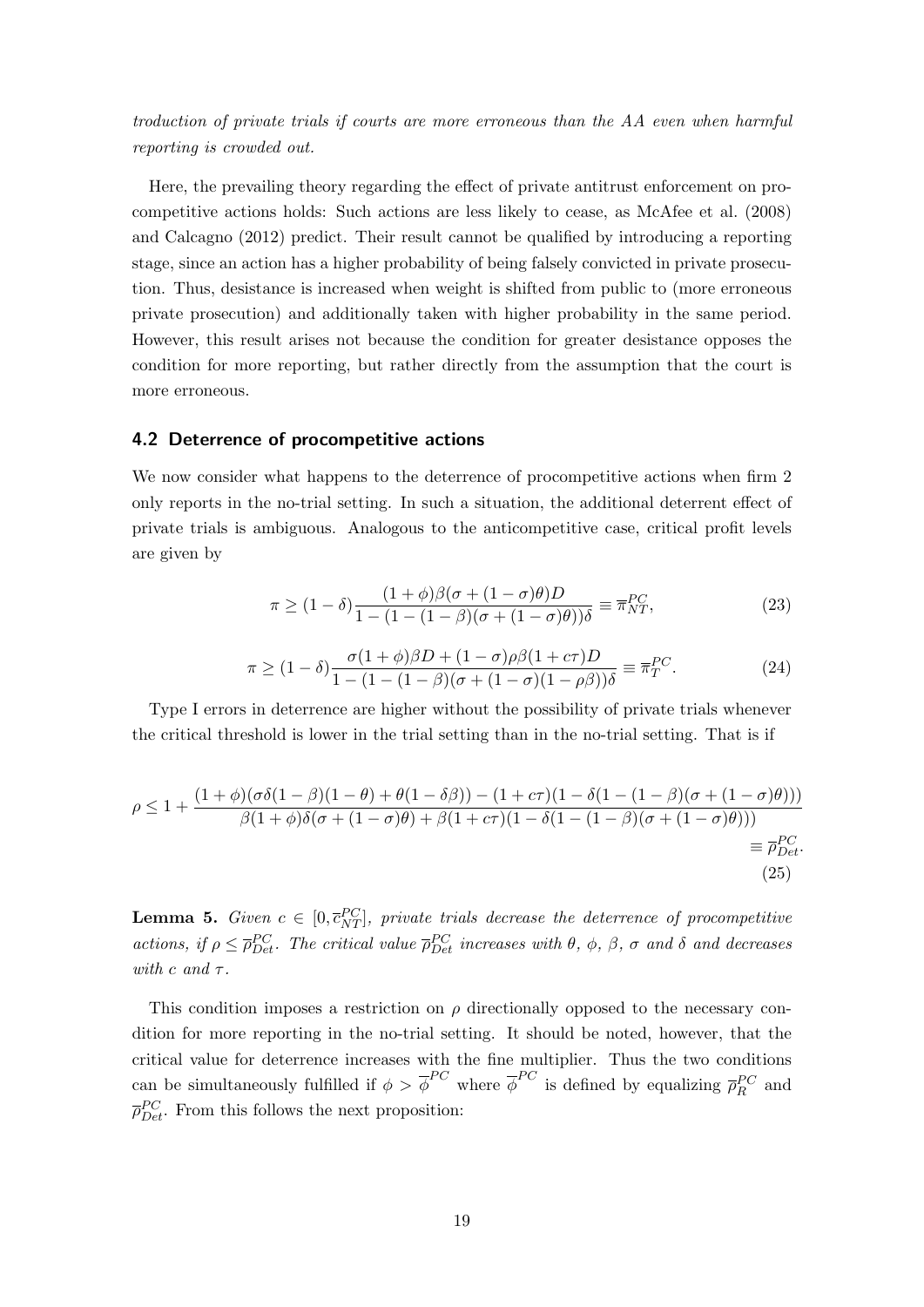*troduction of private trials if courts are more erroneous than the AA even when harmful reporting is crowded out.*

Here, the prevailing theory regarding the effect of private antitrust enforcement on procompetitive actions holds: Such actions are less likely to cease, as McAfee et al. (2008) and Calcagno (2012) predict. Their result cannot be qualified by introducing a reporting stage, since an action has a higher probability of being falsely convicted in private prosecution. Thus, desistance is increased when weight is shifted from public to (more erroneous private prosecution) and additionally taken with higher probability in the same period. However, this result arises not because the condition for greater desistance opposes the condition for more reporting, but rather directly from the assumption that the court is more erroneous.

### 4.2 Deterrence of procompetitive actions

We now consider what happens to the deterrence of procompetitive actions when firm 2 only reports in the no-trial setting. In such a situation, the additional deterrent effect of private trials is ambiguous. Analogous to the anticompetitive case, critical profit levels are given by

$$\pi \geq (1-\delta)\frac{(1+\phi)\beta(\sigma+(1-\sigma)\theta)D}{1-(1-(1-\beta)(\sigma+(1-\sigma)\theta))\delta} \equiv \overline{\pi}_{NT}^{PC}, \tag{23}$$

$$\pi \geq (1-\delta)\frac{\sigma(1+\phi)\beta D+(1-\sigma)\rho\beta(1+c\tau)D}{1-(1-(1-\beta)(\sigma+(1-\sigma)(1-\rho\beta))\delta} \equiv \overline{\pi}_{T}^{PC}. \tag{24}$$

Type I errors in deterrence are higher without the possibility of private trials whenever the critical threshold is lower in the trial setting than in the no-trial setting. That is if

$$\rho \leq 1+\frac{(1+\phi)(\sigma\delta(1-\beta)(1-\theta)+\theta(1-\delta\beta))-(1+c\tau)(1-\delta(1-(1-\beta)(\sigma+(1-\sigma)\theta)))}{\beta(1+\phi)\delta(\sigma+(1-\sigma)\theta)+\beta(1+c\tau)(1-\delta(1-(1-\beta)(\sigma+(1-\sigma)\theta)))} \equiv \overline{\rho}_{Det}^{PC}. \tag{25}$$

**Lemma 5.** *Given $c \in [0, \overline{c}_{NT}^{PC}]$, private trials decrease the deterrence of procompetitive actions, if $\rho \leq \overline{\rho}_{Det}^{PC}$. The critical value $\overline{\rho}_{Det}^{PC}$ increases with $\theta$, $\phi$, $\beta$, $\sigma$ and $\delta$ and decreases with $c$ and $\tau$.*

This condition imposes a restriction on $\rho$ directionally opposed to the necessary condition for more reporting in the no-trial setting. It should be noted, however, that the critical value for deterrence increases with the fine multiplier. Thus the two conditions can be simultaneously fulfilled if $\phi > \overline{\phi}^{PC}$ where $\overline{\phi}^{PC}$ is defined by equalizing $\overline{\rho}_{R}^{PC}$ and $\overline{\rho}_{Det}^{PC}$. From this follows the next proposition: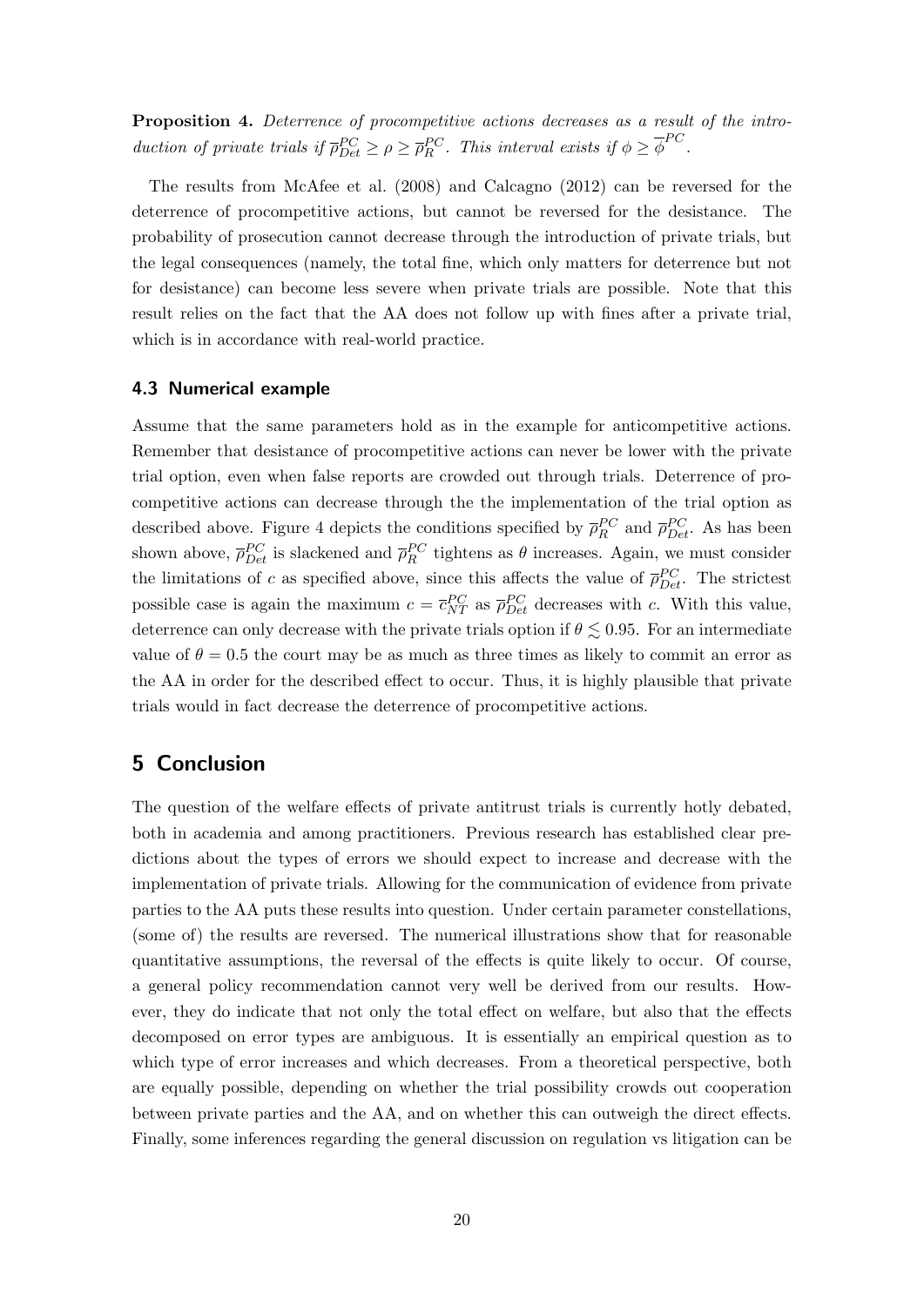**Proposition 4.** *Deterrence of procompetitive actions decreases as a result of the introduction of private trials if $\overline{\rho}_{Det}^{PC} \geq \rho \geq \overline{\rho}_{R}^{PC}$. This interval exists if $\phi \geq \overline{\phi}^{PC}$.*

The results from McAfee et al. (2008) and Calcagno (2012) can be reversed for the deterrence of procompetitive actions, but cannot be reversed for the desistance. The probability of prosecution cannot decrease through the introduction of private trials, but the legal consequences (namely, the total fine, which only matters for deterrence but not for desistance) can become less severe when private trials are possible. Note that this result relies on the fact that the AA does not follow up with fines after a private trial, which is in accordance with real-world practice.

### 4.3 Numerical example

Assume that the same parameters hold as in the example for anticompetitive actions. Remember that desistance of procompetitive actions can never be lower with the private trial option, even when false reports are crowded out through trials. Deterrence of procompetitive actions can decrease through the the implementation of the trial option as described above. Figure 4 depicts the conditions specified by $\overline{\rho}_{R}^{PC}$ and $\overline{\rho}_{Det}^{PC}$. As has been shown above, $\overline{\rho}_{Det}^{PC}$ is slackened and $\overline{\rho}_{R}^{PC}$ tightens as $\theta$ increases. Again, we must consider the limitations of $c$ as specified above, since this affects the value of $\overline{\rho}_{Det}^{PC}$. The strictest possible case is again the maximum $c = \overline{c}_{NT}^{PC}$ as $\overline{\rho}_{Det}^{PC}$ decreases with $c$. With this value, deterrence can only decrease with the private trials option if $\theta \lesssim 0.95$. For an intermediate value of $\theta = 0.5$ the court may be as much as three times as likely to commit an error as the AA in order for the described effect to occur. Thus, it is highly plausible that private trials would in fact decrease the deterrence of procompetitive actions.

## 5 Conclusion

The question of the welfare effects of private antitrust trials is currently hotly debated, both in academia and among practitioners. Previous research has established clear predictions about the types of errors we should expect to increase and decrease with the implementation of private trials. Allowing for the communication of evidence from private parties to the AA puts these results into question. Under certain parameter constellations, (some of) the results are reversed. The numerical illustrations show that for reasonable quantitative assumptions, the reversal of the effects is quite likely to occur. Of course, a general policy recommendation cannot very well be derived from our results. However, they do indicate that not only the total effect on welfare, but also that the effects decomposed on error types are ambiguous. It is essentially an empirical question as to which type of error increases and which decreases. From a theoretical perspective, both are equally possible, depending on whether the trial possibility crowds out cooperation between private parties and the AA, and on whether this can outweigh the direct effects. Finally, some inferences regarding the general discussion on regulation vs litigation can be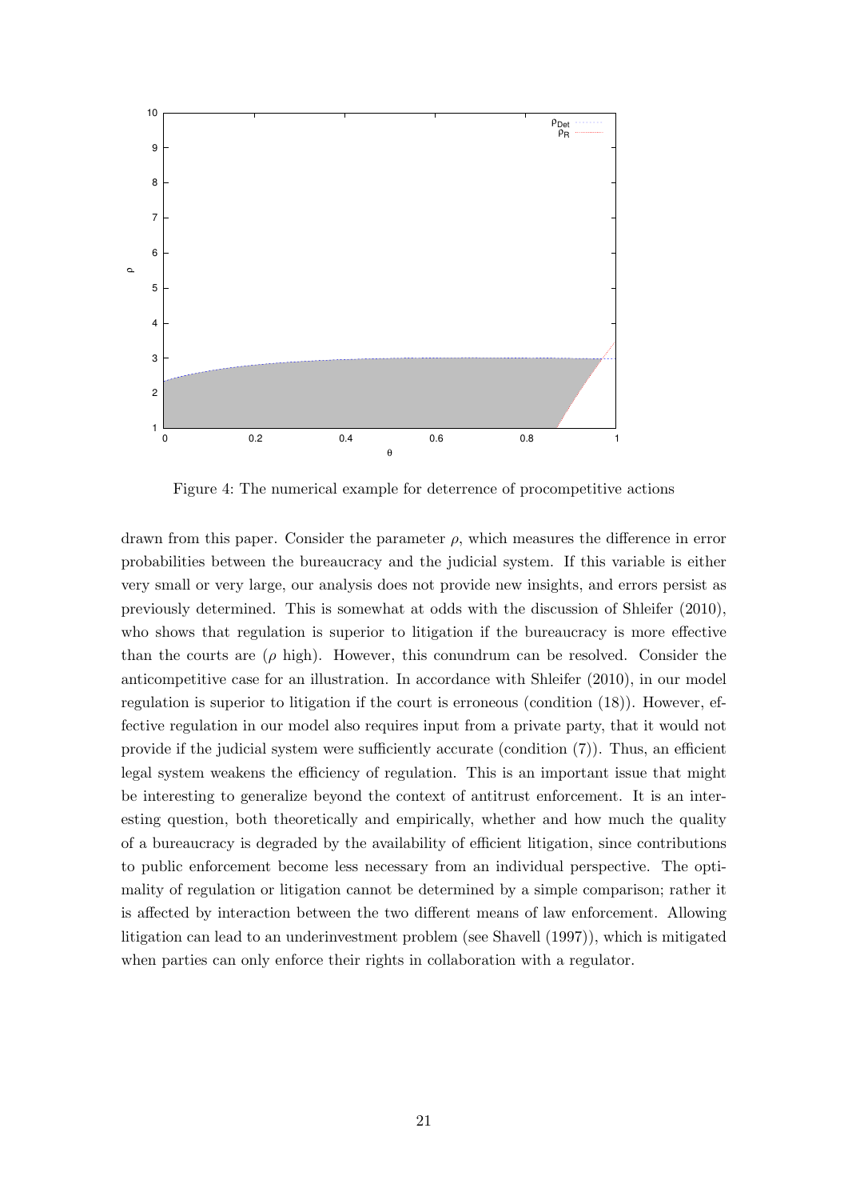Figure 4: The numerical example for deterrence of procompetitive actions

drawn from this paper. Consider the parameter $\rho$, which measures the difference in error probabilities between the bureaucracy and the judicial system. If this variable is either very small or very large, our analysis does not provide new insights, and errors persist as previously determined. This is somewhat at odds with the discussion of Shleifer (2010), who shows that regulation is superior to litigation if the bureaucracy is more effective than the courts are ($\rho$ high). However, this conundrum can be resolved. Consider the anticompetitive case for an illustration. In accordance with Shleifer (2010), in our model regulation is superior to litigation if the court is erroneous (condition (18)). However, effective regulation in our model also requires input from a private party, that it would not provide if the judicial system were sufficiently accurate (condition (7)). Thus, an efficient legal system weakens the efficiency of regulation. This is an important issue that might be interesting to generalize beyond the context of antitrust enforcement. It is an interesting question, both theoretically and empirically, whether and how much the quality of a bureaucracy is degraded by the availability of efficient litigation, since contributions to public enforcement become less necessary from an individual perspective. The optimality of regulation or litigation cannot be determined by a simple comparison; rather it is affected by interaction between the two different means of law enforcement. Allowing litigation can lead to an underinvestment problem (see Shavell (1997)), which is mitigated when parties can only enforce their rights in collaboration with a regulator.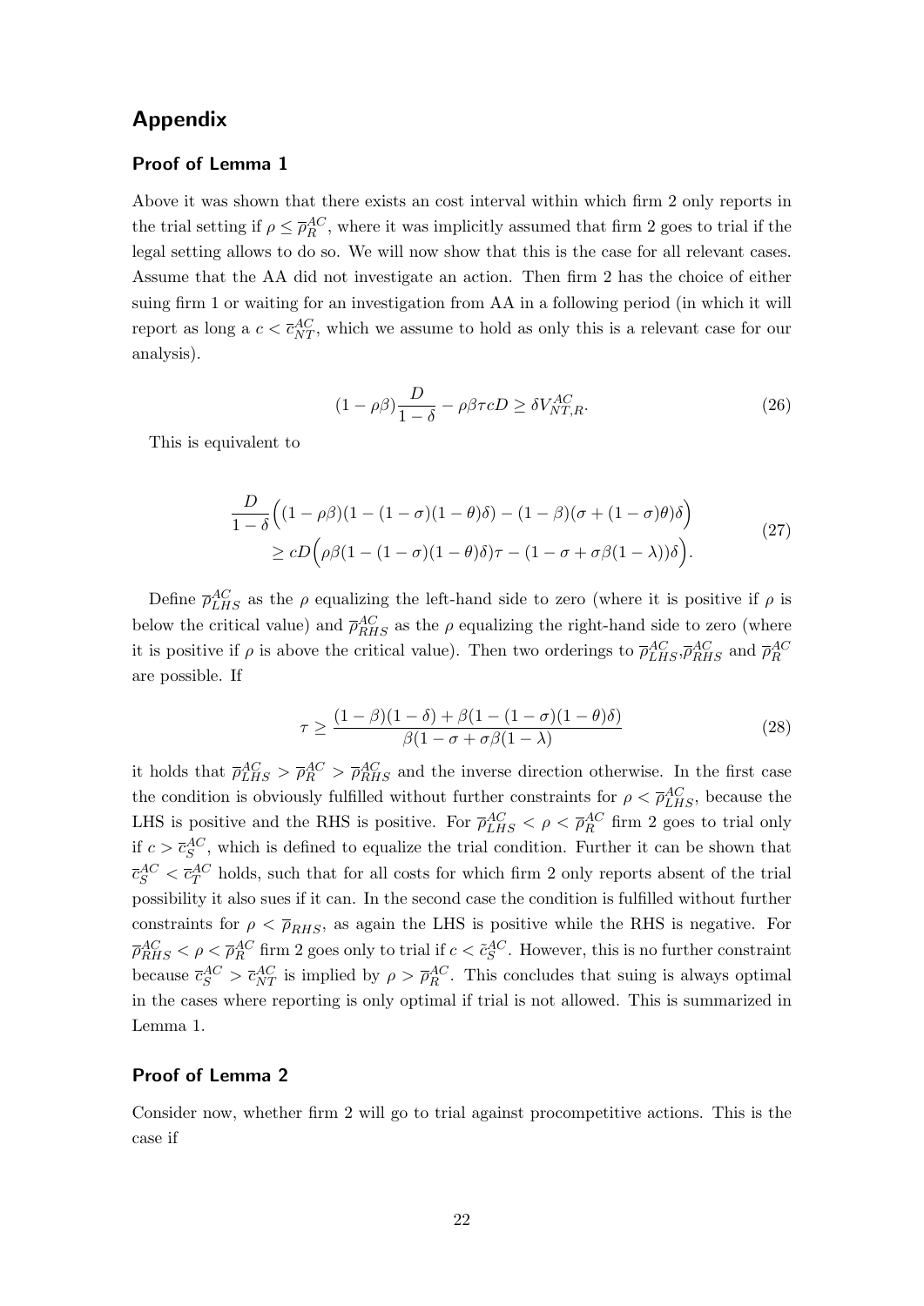# Appendix

## Proof of Lemma 1

Above it was shown that there exists an cost interval within which firm 2 only reports in the trial setting if $\rho \leq \overline{\rho}_R^{AC}$, where it was implicitly assumed that firm 2 goes to trial if the legal setting allows to do so. We will now show that this is the case for all relevant cases. Assume that the AA did not investigate an action. Then firm 2 has the choice of either suing firm 1 or waiting for an investigation from AA in a following period (in which it will report as long a $c < \overline{c}_{NT}^{AC}$, which we assume to hold as only this is a relevant case for our analysis).

$$(1-\rho\beta)\frac{D}{1-\delta} - \rho\beta\tau c D \geq \delta V_{NT,R}^{AC}. \tag{26}$$

This is equivalent to

$$\begin{aligned}\frac{D}{1-\delta}\Big((1-\rho\beta)(1-(1-\sigma)(1-\theta)\delta) - (1-\beta)(\sigma+(1-\sigma)\theta)\delta\Big)\\ \geq cD\Big(\rho\beta(1-(1-\sigma)(1-\theta)\delta)\tau - (1-\sigma+\sigma\beta(1-\lambda))\delta\Big).\end{aligned} \tag{27}$$

Define $\overline{\rho}_{LHS}^{AC}$ as the $\rho$ equalizing the left-hand side to zero (where it is positive if $\rho$ is below the critical value) and $\overline{\rho}_{RHS}^{AC}$ as the $\rho$ equalizing the right-hand side to zero (where it is positive if $\rho$ is above the critical value). Then two orderings to $\overline{\rho}_{LHS}^{AC}$,$\overline{\rho}_{RHS}^{AC}$ and $\overline{\rho}_R^{AC}$ are possible. If

$$\tau \geq \frac{(1-\beta)(1-\delta)+\beta(1-(1-\sigma)(1-\theta)\delta)}{\beta(1-\sigma+\sigma\beta(1-\lambda)} \tag{28}$$

it holds that $\overline{\rho}_{LHS}^{AC} > \overline{\rho}_R^{AC} > \overline{\rho}_{RHS}^{AC}$ and the inverse direction otherwise. In the first case the condition is obviously fulfilled without further constraints for $\rho < \overline{\rho}_{LHS}^{AC}$, because the LHS is positive and the RHS is positive. For $\overline{\rho}_{LHS}^{AC} < \rho < \overline{\rho}_R^{AC}$ firm 2 goes to trial only if $c > \overline{c}_S^{AC}$, which is defined to equalize the trial condition. Further it can be shown that $\overline{c}_S^{AC} < \overline{c}_T^{AC}$ holds, such that for all costs for which firm 2 only reports absent of the trial possibility it also sues if it can. In the second case the condition is fulfilled without further constraints for $\rho < \overline{\rho}_{RHS}$, as again the LHS is positive while the RHS is negative. For $\overline{\rho}_{RHS}^{AC} < \rho < \overline{\rho}_R^{AC}$ firm 2 goes only to trial if $c < \tilde{c}_S^{AC}$. However, this is no further constraint because $\overline{c}_S^{AC} > \overline{c}_{NT}^{AC}$ is implied by $\rho > \overline{\rho}_R^{AC}$. This concludes that suing is always optimal in the cases where reporting is only optimal if trial is not allowed. This is summarized in Lemma 1.

## Proof of Lemma 2

Consider now, whether firm 2 will go to trial against procompetitive actions. This is the case if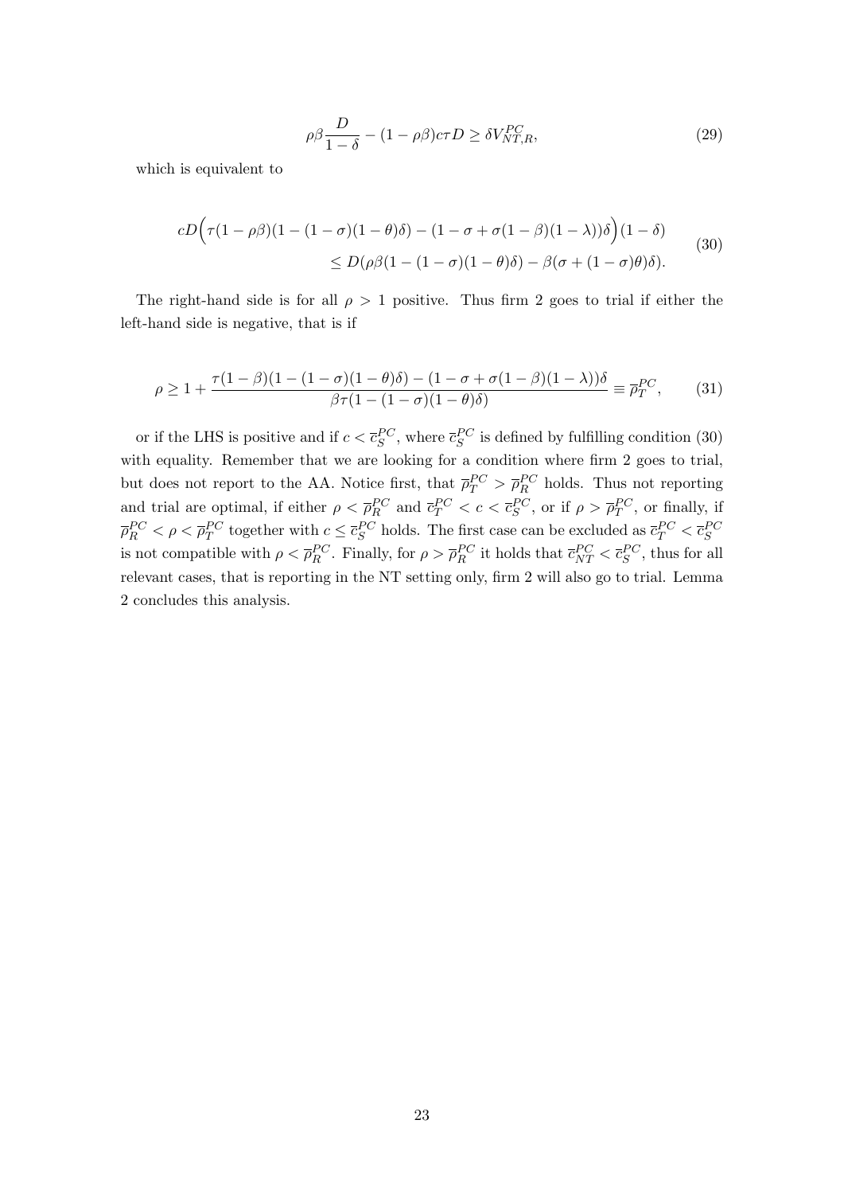$$\rho\beta\frac{D}{1-\delta} - (1-\rho\beta)c\tau D \geq \delta V_{NT,R}^{PC}, \tag{29}$$

which is equivalent to

$$\begin{aligned} cD\Big(\tau(1-\rho\beta)(1-(1-\sigma)(1-\theta)\delta) - (1-\sigma+\sigma(1-\beta)(1-\lambda))\delta\Big)(1-\delta) \\ \leq D(\rho\beta(1-(1-\sigma)(1-\theta)\delta) - \beta(\sigma+(1-\sigma)\theta)\delta). \end{aligned} \tag{30}$$

The right-hand side is for all $\rho > 1$ positive. Thus firm 2 goes to trial if either the left-hand side is negative, that is if

$$\rho \geq 1 + \frac{\tau(1-\beta)(1-(1-\sigma)(1-\theta)\delta) - (1-\sigma+\sigma(1-\beta)(1-\lambda))\delta}{\beta\tau(1-(1-\sigma)(1-\theta)\delta)} \equiv \overline{\rho}_T^{PC}, \tag{31}$$

or if the LHS is positive and if $c < \overline{c}_S^{PC}$, where $\overline{c}_S^{PC}$ is defined by fulfilling condition (30) with equality. Remember that we are looking for a condition where firm 2 goes to trial, but does not report to the AA. Notice first, that $\overline{\rho}_T^{PC} > \overline{\rho}_R^{PC}$ holds. Thus not reporting and trial are optimal, if either $\rho < \overline{\rho}_R^{PC}$ and $\overline{c}_T^{PC} < c < \overline{c}_S^{PC}$, or if $\rho > \overline{\rho}_T^{PC}$, or finally, if $\overline{\rho}_R^{PC} < \rho < \overline{\rho}_T^{PC}$ together with $c \leq \overline{c}_S^{PC}$ holds. The first case can be excluded as $\overline{c}_T^{PC} < \overline{c}_S^{PC}$ is not compatible with $\rho < \overline{\rho}_R^{PC}$. Finally, for $\rho > \overline{\rho}_R^{PC}$ it holds that $\overline{c}_{NT}^{PC} < \overline{c}_S^{PC}$, thus for all relevant cases, that is reporting in the NT setting only, firm 2 will also go to trial. Lemma 2 concludes this analysis.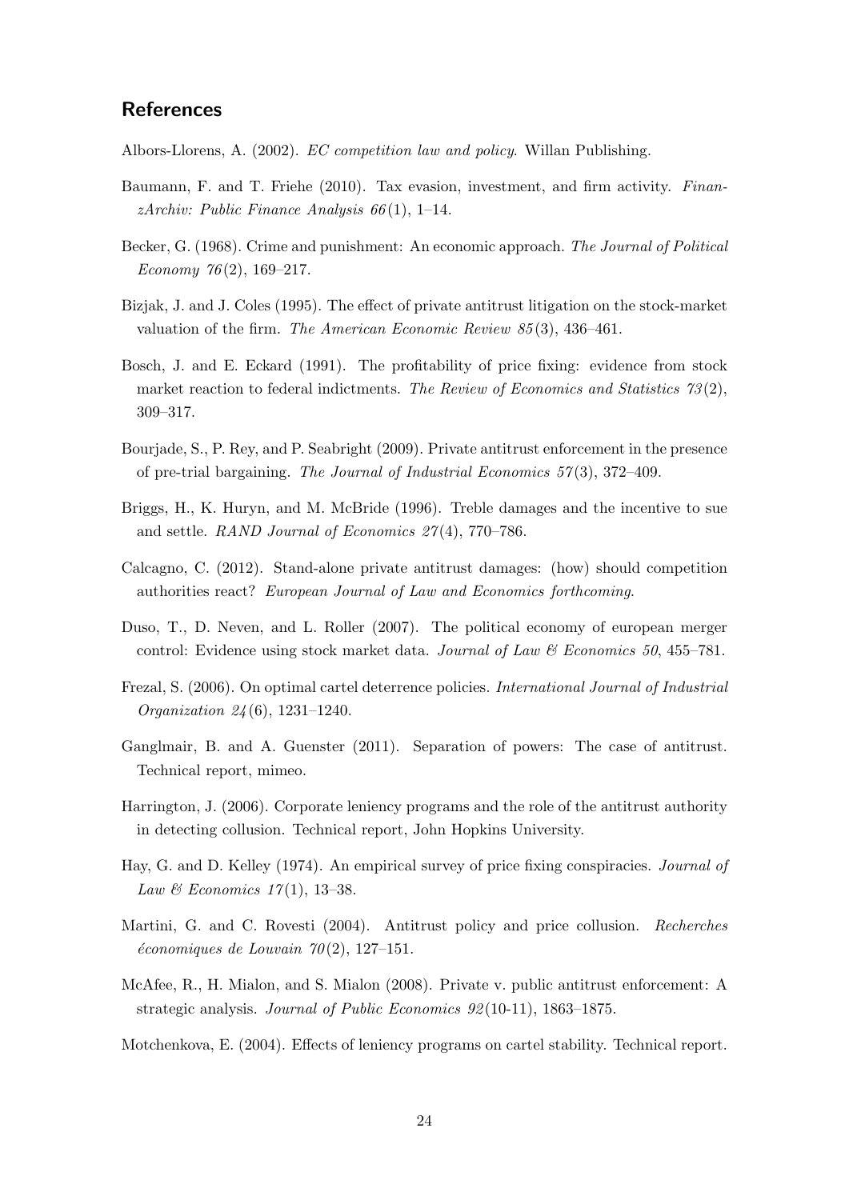## References

Albors-Llorens, A. (2002). *EC competition law and policy*. Willan Publishing.

Baumann, F. and T. Friehe (2010). Tax evasion, investment, and firm activity. *FinanzArchiv: Public Finance Analysis 66*(1), 1–14.

Becker, G. (1968). Crime and punishment: An economic approach. *The Journal of Political Economy 76*(2), 169–217.

Bizjak, J. and J. Coles (1995). The effect of private antitrust litigation on the stock-market valuation of the firm. *The American Economic Review 85*(3), 436–461.

Bosch, J. and E. Eckard (1991). The profitability of price fixing: evidence from stock market reaction to federal indictments. *The Review of Economics and Statistics 73*(2), 309–317.

Bourjade, S., P. Rey, and P. Seabright (2009). Private antitrust enforcement in the presence of pre-trial bargaining. *The Journal of Industrial Economics 57*(3), 372–409.

Briggs, H., K. Huryn, and M. McBride (1996). Treble damages and the incentive to sue and settle. *RAND Journal of Economics 27*(4), 770–786.

Calcagno, C. (2012). Stand-alone private antitrust damages: (how) should competition authorities react? *European Journal of Law and Economics forthcoming*.

Duso, T., D. Neven, and L. Roller (2007). The political economy of european merger control: Evidence using stock market data. *Journal of Law & Economics 50*, 455–781.

Frezal, S. (2006). On optimal cartel deterrence policies. *International Journal of Industrial Organization 24*(6), 1231–1240.

Ganglmair, B. and A. Guenster (2011). Separation of powers: The case of antitrust. Technical report, mimeo.

Harrington, J. (2006). Corporate leniency programs and the role of the antitrust authority in detecting collusion. Technical report, John Hopkins University.

Hay, G. and D. Kelley (1974). An empirical survey of price fixing conspiracies. *Journal of Law & Economics 17*(1), 13–38.

Martini, G. and C. Rovesti (2004). Antitrust policy and price collusion. *Recherches économiques de Louvain 70*(2), 127–151.

McAfee, R., H. Mialon, and S. Mialon (2008). Private v. public antitrust enforcement: A strategic analysis. *Journal of Public Economics 92*(10-11), 1863–1875.

Motchenkova, E. (2004). Effects of leniency programs on cartel stability. Technical report.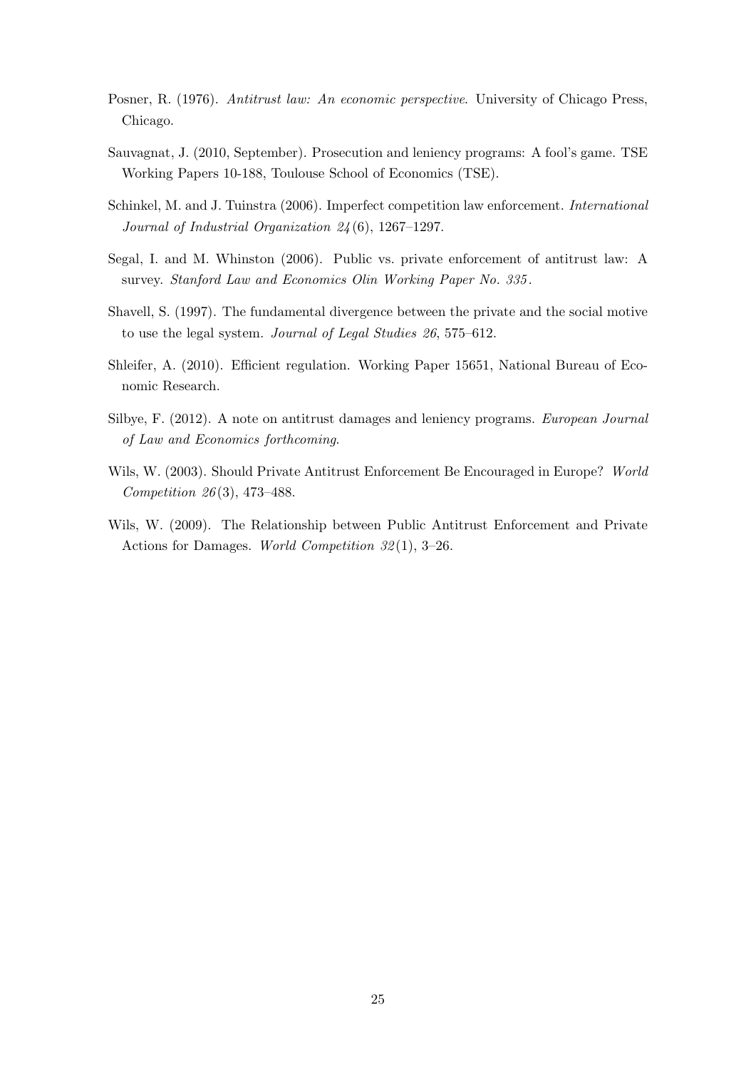Posner, R. (1976). *Antitrust law: An economic perspective*. University of Chicago Press, Chicago.

Sauvagnat, J. (2010, September). Prosecution and leniency programs: A fool's game. TSE Working Papers 10-188, Toulouse School of Economics (TSE).

Schinkel, M. and J. Tuinstra (2006). Imperfect competition law enforcement. *International Journal of Industrial Organization 24*(6), 1267–1297.

Segal, I. and M. Whinston (2006). Public vs. private enforcement of antitrust law: A survey. *Stanford Law and Economics Olin Working Paper No. 335*.

Shavell, S. (1997). The fundamental divergence between the private and the social motive to use the legal system. *Journal of Legal Studies 26*, 575–612.

Shleifer, A. (2010). Efficient regulation. Working Paper 15651, National Bureau of Economic Research.

Silbye, F. (2012). A note on antitrust damages and leniency programs. *European Journal of Law and Economics forthcoming*.

Wils, W. (2003). Should Private Antitrust Enforcement Be Encouraged in Europe? *World Competition 26*(3), 473–488.

Wils, W. (2009). The Relationship between Public Antitrust Enforcement and Private Actions for Damages. *World Competition 32*(1), 3–26.